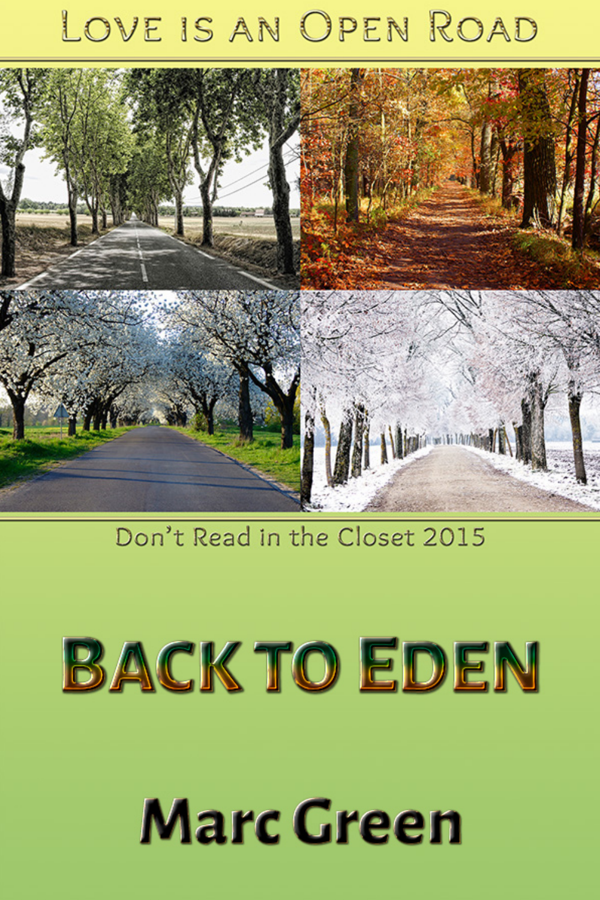Love is an Open Road

Don't Read in the Closet 2015

# Back to Eden

Marc Green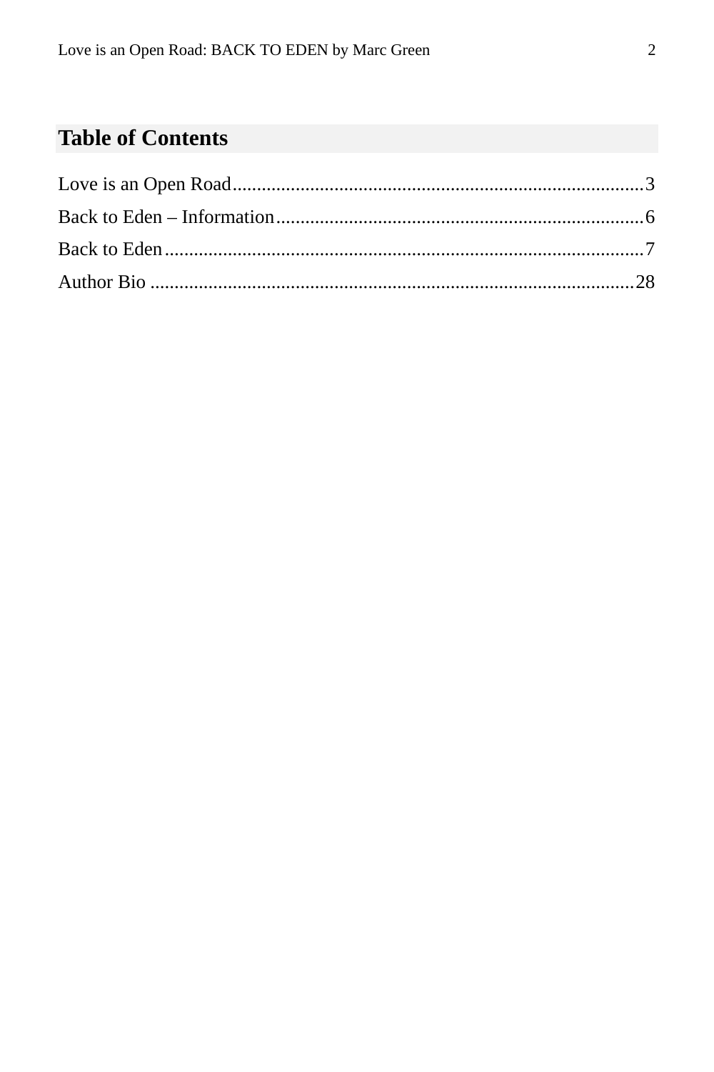## Table of Contents

Love is an Open Road....................................................................................3

Back to Eden – Information...........................................................................6

Back to Eden..................................................................................................7

Author Bio ....................................................................................................28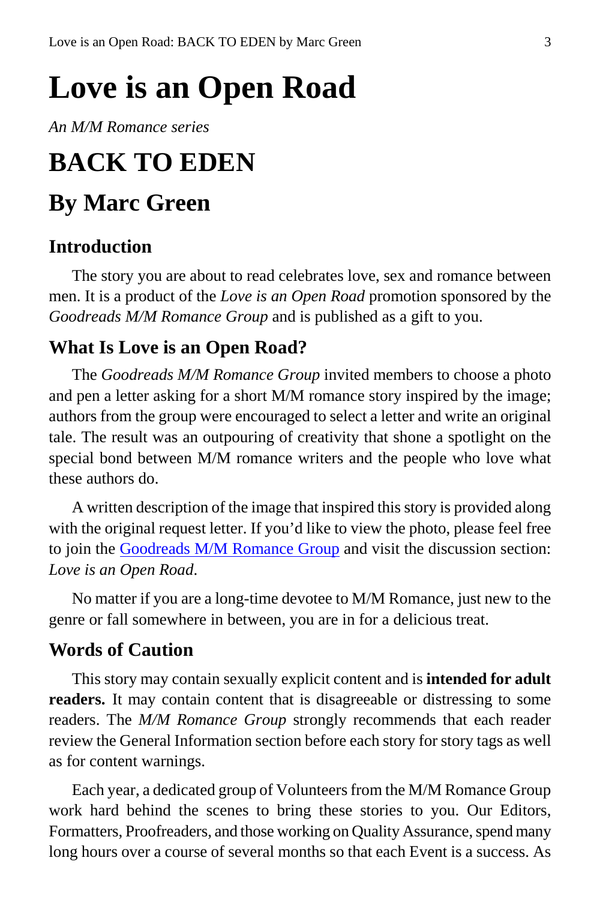# Love is an Open Road

*An M/M Romance series*

# BACK TO EDEN

## By Marc Green

### Introduction

The story you are about to read celebrates love, sex and romance between men. It is a product of the *Love is an Open Road* promotion sponsored by the *Goodreads M/M Romance Group* and is published as a gift to you.

### What Is Love is an Open Road?

The *Goodreads M/M Romance Group* invited members to choose a photo and pen a letter asking for a short M/M romance story inspired by the image; authors from the group were encouraged to select a letter and write an original tale. The result was an outpouring of creativity that shone a spotlight on the special bond between M/M romance writers and the people who love what these authors do.

A written description of the image that inspired this story is provided along with the original request letter. If you'd like to view the photo, please feel free to join the Goodreads M/M Romance Group and visit the discussion section: *Love is an Open Road*.

No matter if you are a long-time devotee to M/M Romance, just new to the genre or fall somewhere in between, you are in for a delicious treat.

### Words of Caution

This story may contain sexually explicit content and is **intended for adult readers.** It may contain content that is disagreeable or distressing to some readers. The *M/M Romance Group* strongly recommends that each reader review the General Information section before each story for story tags as well as for content warnings.

Each year, a dedicated group of Volunteers from the M/M Romance Group work hard behind the scenes to bring these stories to you. Our Editors, Formatters, Proofreaders, and those working on Quality Assurance, spend many long hours over a course of several months so that each Event is a success. As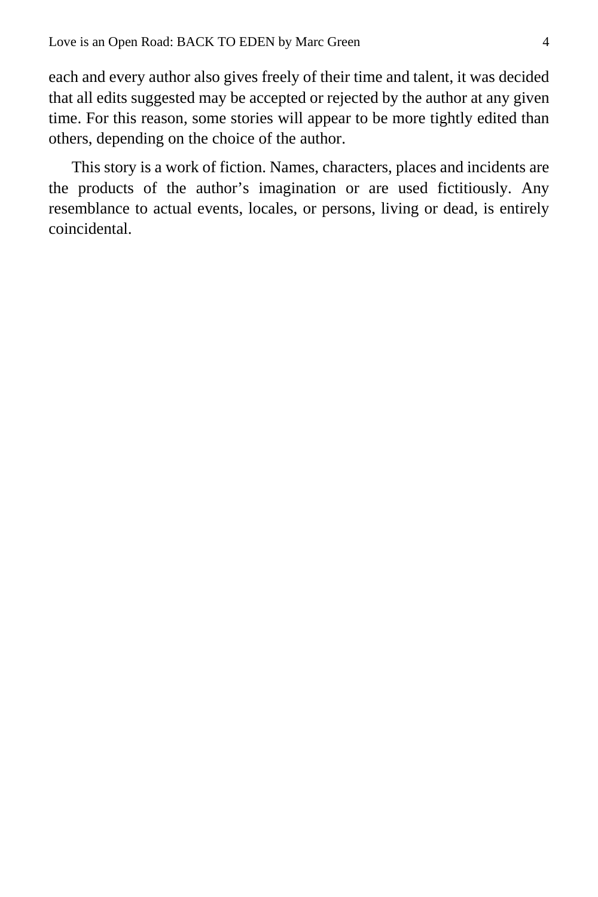each and every author also gives freely of their time and talent, it was decided that all edits suggested may be accepted or rejected by the author at any given time. For this reason, some stories will appear to be more tightly edited than others, depending on the choice of the author.

This story is a work of fiction. Names, characters, places and incidents are the products of the author's imagination or are used fictitiously. Any resemblance to actual events, locales, or persons, living or dead, is entirely coincidental.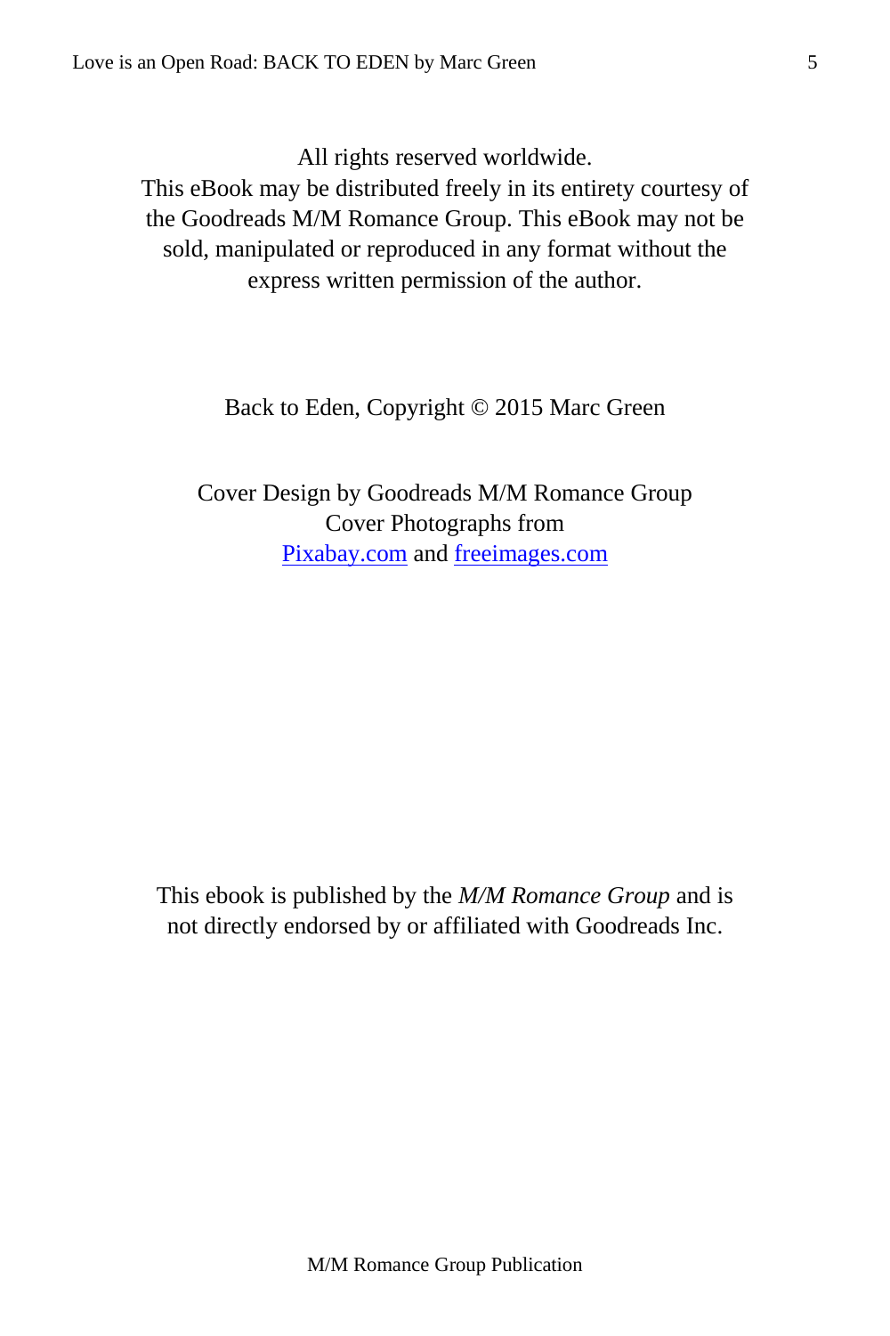All rights reserved worldwide.
This eBook may be distributed freely in its entirety courtesy of the Goodreads M/M Romance Group. This eBook may not be sold, manipulated or reproduced in any format without the express written permission of the author.

Back to Eden, Copyright © 2015 Marc Green

Cover Design by Goodreads M/M Romance Group
Cover Photographs from
[Pixabay.com](http://Pixabay.com) and [freeimages.com](http://freeimages.com)

This ebook is published by the *M/M Romance Group* and is not directly endorsed by or affiliated with Goodreads Inc.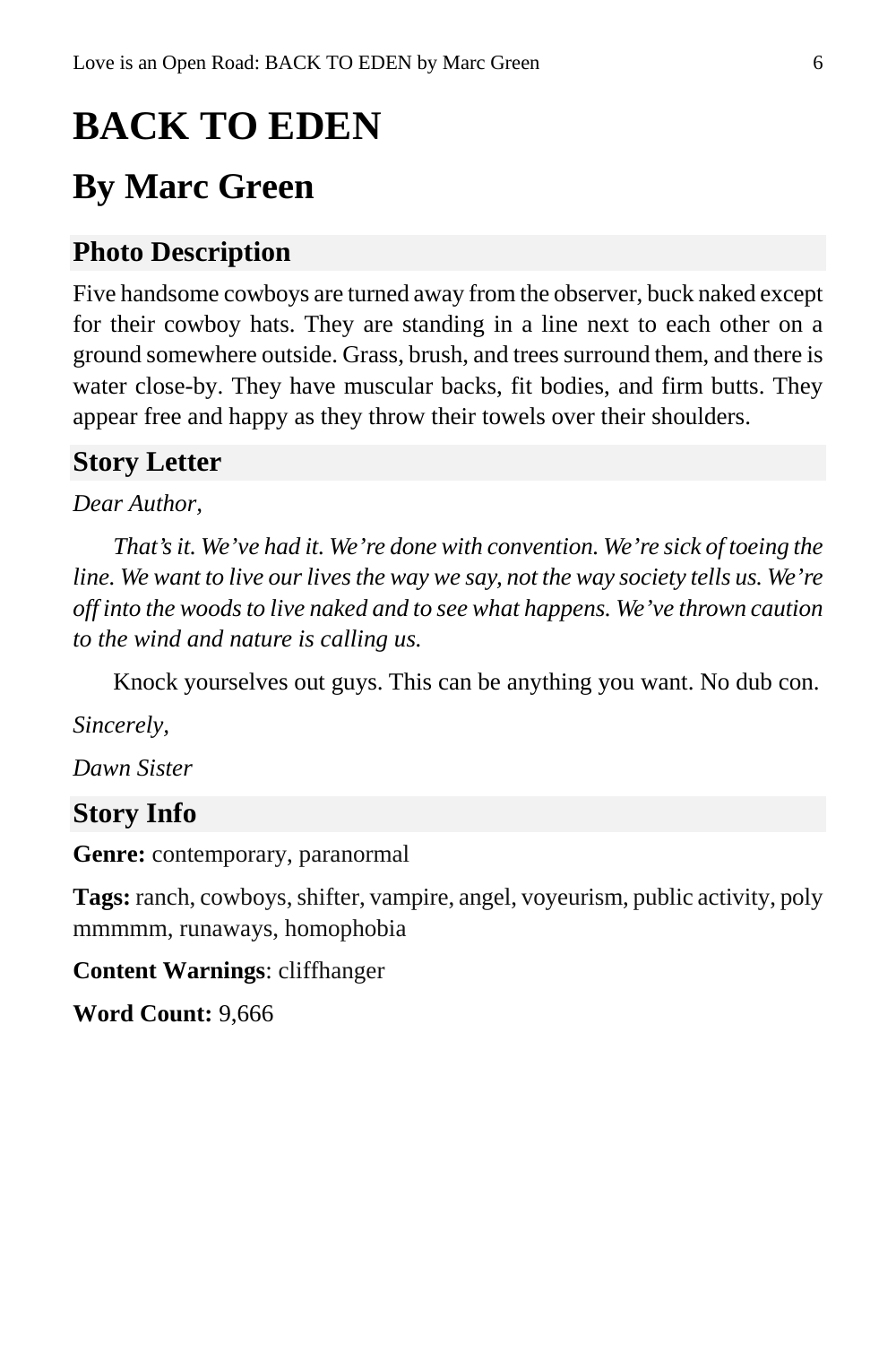# BACK TO EDEN

## By Marc Green

### Photo Description

Five handsome cowboys are turned away from the observer, buck naked except for their cowboy hats. They are standing in a line next to each other on a ground somewhere outside. Grass, brush, and trees surround them, and there is water close-by. They have muscular backs, fit bodies, and firm butts. They appear free and happy as they throw their towels over their shoulders.

### Story Letter

*Dear Author,*

*That's it. We've had it. We're done with convention. We're sick of toeing the line. We want to live our lives the way we say, not the way society tells us. We're off into the woods to live naked and to see what happens. We've thrown caution to the wind and nature is calling us.*

Knock yourselves out guys. This can be anything you want. No dub con.

*Sincerely,*

*Dawn Sister*

### Story Info

**Genre:** contemporary, paranormal

**Tags:** ranch, cowboys, shifter, vampire, angel, voyeurism, public activity, poly mmmmm, runaways, homophobia

**Content Warnings**: cliffhanger

**Word Count:** 9,666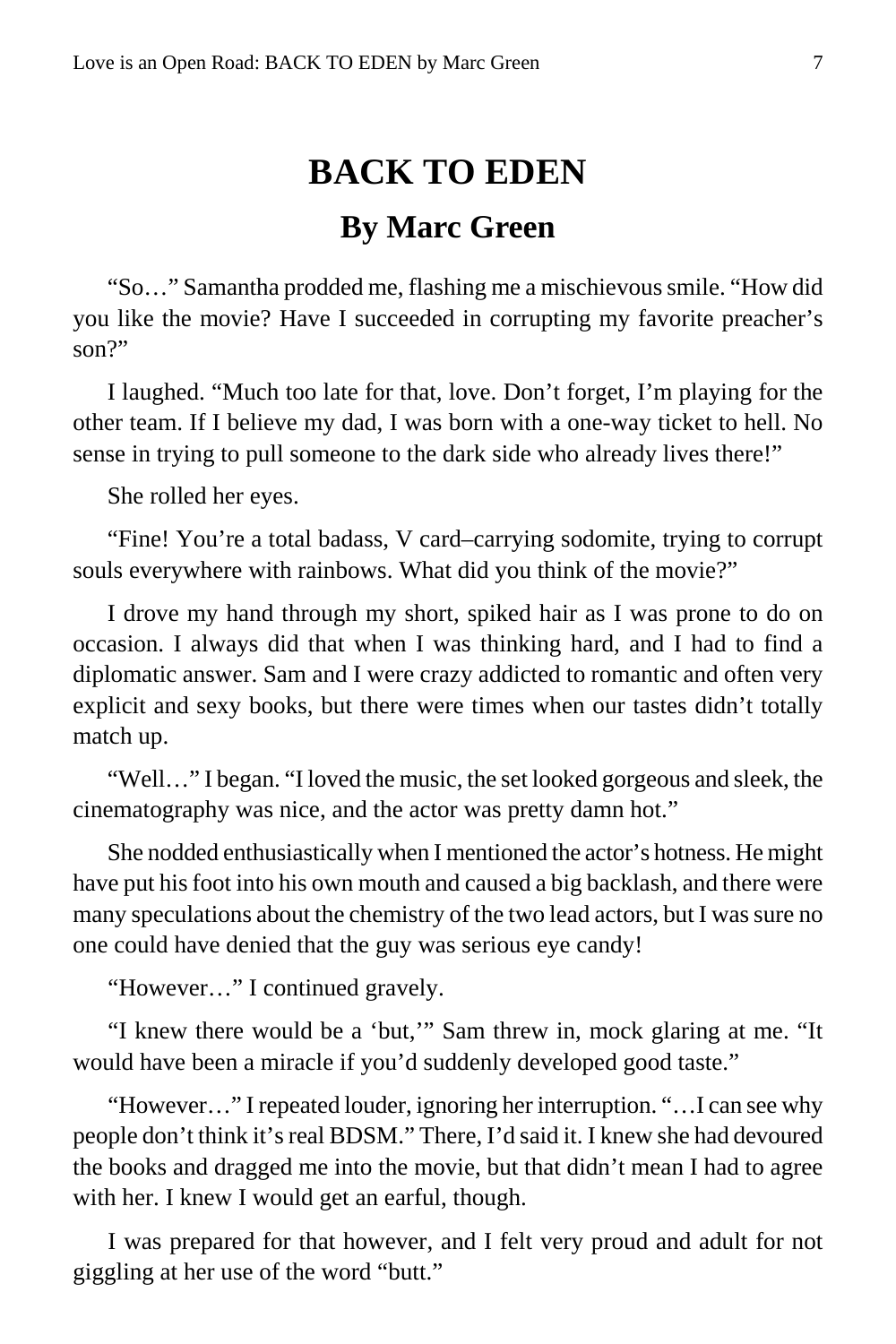# BACK TO EDEN

## By Marc Green

"So…" Samantha prodded me, flashing me a mischievous smile. "How did you like the movie? Have I succeeded in corrupting my favorite preacher's son?"

I laughed. "Much too late for that, love. Don't forget, I'm playing for the other team. If I believe my dad, I was born with a one-way ticket to hell. No sense in trying to pull someone to the dark side who already lives there!"

She rolled her eyes.

"Fine! You're a total badass, V card–carrying sodomite, trying to corrupt souls everywhere with rainbows. What did you think of the movie?"

I drove my hand through my short, spiked hair as I was prone to do on occasion. I always did that when I was thinking hard, and I had to find a diplomatic answer. Sam and I were crazy addicted to romantic and often very explicit and sexy books, but there were times when our tastes didn't totally match up.

"Well…" I began. "I loved the music, the set looked gorgeous and sleek, the cinematography was nice, and the actor was pretty damn hot."

She nodded enthusiastically when I mentioned the actor's hotness. He might have put his foot into his own mouth and caused a big backlash, and there were many speculations about the chemistry of the two lead actors, but I was sure no one could have denied that the guy was serious eye candy!

"However…" I continued gravely.

"I knew there would be a 'but,'" Sam threw in, mock glaring at me. "It would have been a miracle if you'd suddenly developed good taste."

"However…" I repeated louder, ignoring her interruption. "…I can see why people don't think it's real BDSM." There, I'd said it. I knew she had devoured the books and dragged me into the movie, but that didn't mean I had to agree with her. I knew I would get an earful, though.

I was prepared for that however, and I felt very proud and adult for not giggling at her use of the word "butt."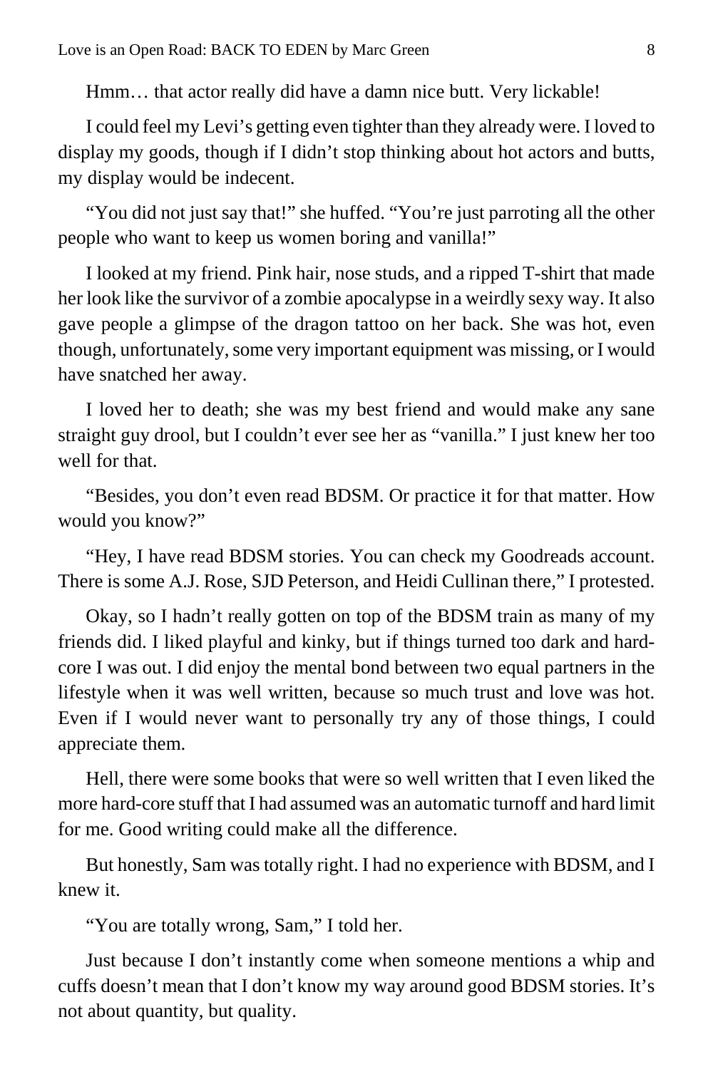Hmm… that actor really did have a damn nice butt. Very lickable!

I could feel my Levi's getting even tighter than they already were. I loved to display my goods, though if I didn't stop thinking about hot actors and butts, my display would be indecent.

"You did not just say that!" she huffed. "You're just parroting all the other people who want to keep us women boring and vanilla!"

I looked at my friend. Pink hair, nose studs, and a ripped T-shirt that made her look like the survivor of a zombie apocalypse in a weirdly sexy way. It also gave people a glimpse of the dragon tattoo on her back. She was hot, even though, unfortunately, some very important equipment was missing, or I would have snatched her away.

I loved her to death; she was my best friend and would make any sane straight guy drool, but I couldn't ever see her as "vanilla." I just knew her too well for that.

"Besides, you don't even read BDSM. Or practice it for that matter. How would you know?"

"Hey, I have read BDSM stories. You can check my Goodreads account. There is some A.J. Rose, SJD Peterson, and Heidi Cullinan there," I protested.

Okay, so I hadn't really gotten on top of the BDSM train as many of my friends did. I liked playful and kinky, but if things turned too dark and hard-core I was out. I did enjoy the mental bond between two equal partners in the lifestyle when it was well written, because so much trust and love was hot. Even if I would never want to personally try any of those things, I could appreciate them.

Hell, there were some books that were so well written that I even liked the more hard-core stuff that I had assumed was an automatic turnoff and hard limit for me. Good writing could make all the difference.

But honestly, Sam was totally right. I had no experience with BDSM, and I knew it.

"You are totally wrong, Sam," I told her.

Just because I don't instantly come when someone mentions a whip and cuffs doesn't mean that I don't know my way around good BDSM stories. It's not about quantity, but quality.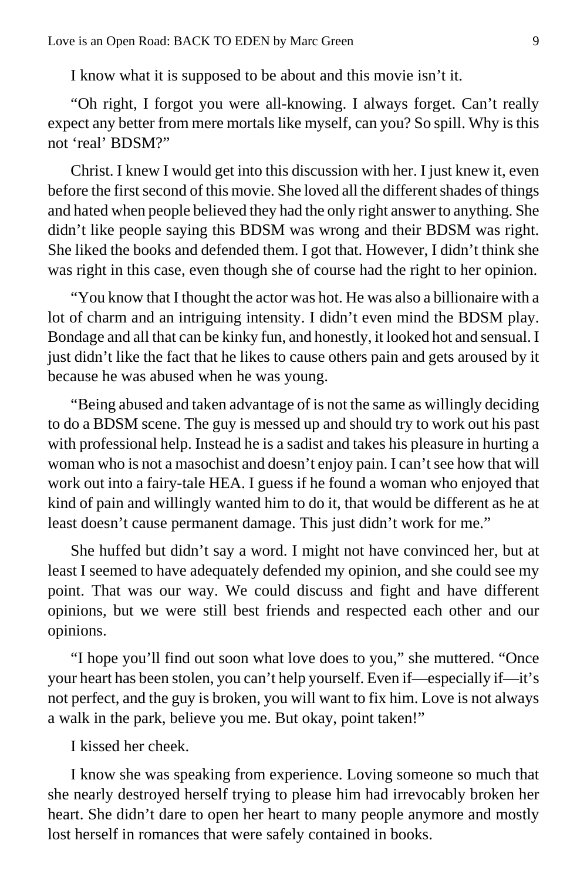I know what it is supposed to be about and this movie isn't it.

"Oh right, I forgot you were all-knowing. I always forget. Can't really expect any better from mere mortals like myself, can you? So spill. Why is this not 'real' BDSM?"

Christ. I knew I would get into this discussion with her. I just knew it, even before the first second of this movie. She loved all the different shades of things and hated when people believed they had the only right answer to anything. She didn't like people saying this BDSM was wrong and their BDSM was right. She liked the books and defended them. I got that. However, I didn't think she was right in this case, even though she of course had the right to her opinion.

"You know that I thought the actor was hot. He was also a billionaire with a lot of charm and an intriguing intensity. I didn't even mind the BDSM play. Bondage and all that can be kinky fun, and honestly, it looked hot and sensual. I just didn't like the fact that he likes to cause others pain and gets aroused by it because he was abused when he was young.

"Being abused and taken advantage of is not the same as willingly deciding to do a BDSM scene. The guy is messed up and should try to work out his past with professional help. Instead he is a sadist and takes his pleasure in hurting a woman who is not a masochist and doesn't enjoy pain. I can't see how that will work out into a fairy-tale HEA. I guess if he found a woman who enjoyed that kind of pain and willingly wanted him to do it, that would be different as he at least doesn't cause permanent damage. This just didn't work for me."

She huffed but didn't say a word. I might not have convinced her, but at least I seemed to have adequately defended my opinion, and she could see my point. That was our way. We could discuss and fight and have different opinions, but we were still best friends and respected each other and our opinions.

"I hope you'll find out soon what love does to you," she muttered. "Once your heart has been stolen, you can't help yourself. Even if—especially if—it's not perfect, and the guy is broken, you will want to fix him. Love is not always a walk in the park, believe you me. But okay, point taken!"

I kissed her cheek.

I know she was speaking from experience. Loving someone so much that she nearly destroyed herself trying to please him had irrevocably broken her heart. She didn't dare to open her heart to many people anymore and mostly lost herself in romances that were safely contained in books.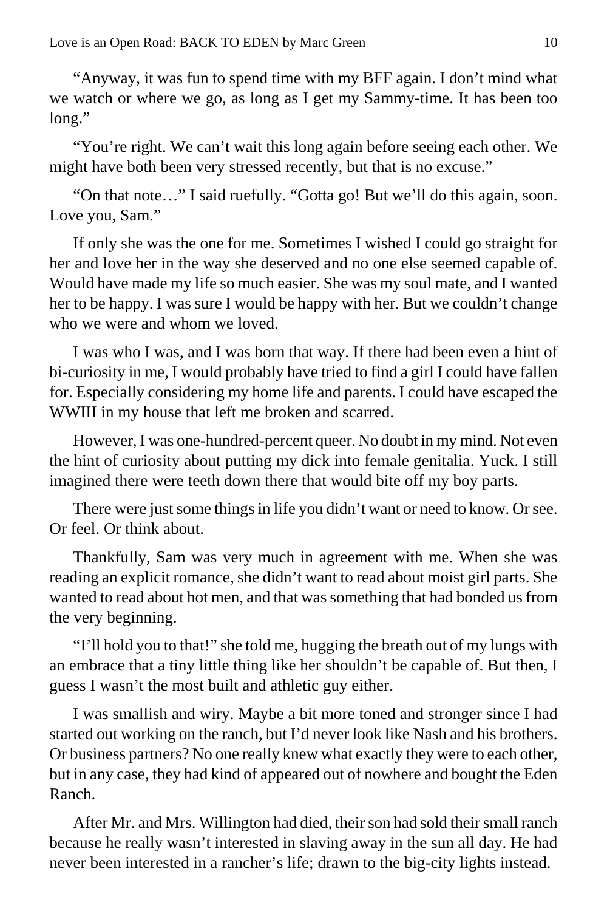"Anyway, it was fun to spend time with my BFF again. I don't mind what we watch or where we go, as long as I get my Sammy-time. It has been too long."

"You're right. We can't wait this long again before seeing each other. We might have both been very stressed recently, but that is no excuse."

"On that note…" I said ruefully. "Gotta go! But we'll do this again, soon. Love you, Sam."

If only she was the one for me. Sometimes I wished I could go straight for her and love her in the way she deserved and no one else seemed capable of. Would have made my life so much easier. She was my soul mate, and I wanted her to be happy. I was sure I would be happy with her. But we couldn't change who we were and whom we loved.

I was who I was, and I was born that way. If there had been even a hint of bi-curiosity in me, I would probably have tried to find a girl I could have fallen for. Especially considering my home life and parents. I could have escaped the WWIII in my house that left me broken and scarred.

However, I was one-hundred-percent queer. No doubt in my mind. Not even the hint of curiosity about putting my dick into female genitalia. Yuck. I still imagined there were teeth down there that would bite off my boy parts.

There were just some things in life you didn't want or need to know. Or see. Or feel. Or think about.

Thankfully, Sam was very much in agreement with me. When she was reading an explicit romance, she didn't want to read about moist girl parts. She wanted to read about hot men, and that was something that had bonded us from the very beginning.

"I'll hold you to that!" she told me, hugging the breath out of my lungs with an embrace that a tiny little thing like her shouldn't be capable of. But then, I guess I wasn't the most built and athletic guy either.

I was smallish and wiry. Maybe a bit more toned and stronger since I had started out working on the ranch, but I'd never look like Nash and his brothers. Or business partners? No one really knew what exactly they were to each other, but in any case, they had kind of appeared out of nowhere and bought the Eden Ranch.

After Mr. and Mrs. Willington had died, their son had sold their small ranch because he really wasn't interested in slaving away in the sun all day. He had never been interested in a rancher's life; drawn to the big-city lights instead.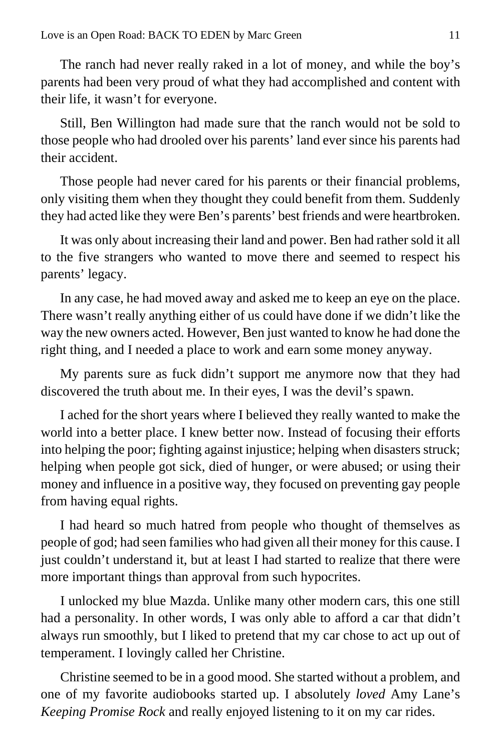The ranch had never really raked in a lot of money, and while the boy's parents had been very proud of what they had accomplished and content with their life, it wasn't for everyone.

Still, Ben Willington had made sure that the ranch would not be sold to those people who had drooled over his parents' land ever since his parents had their accident.

Those people had never cared for his parents or their financial problems, only visiting them when they thought they could benefit from them. Suddenly they had acted like they were Ben's parents' best friends and were heartbroken.

It was only about increasing their land and power. Ben had rather sold it all to the five strangers who wanted to move there and seemed to respect his parents' legacy.

In any case, he had moved away and asked me to keep an eye on the place. There wasn't really anything either of us could have done if we didn't like the way the new owners acted. However, Ben just wanted to know he had done the right thing, and I needed a place to work and earn some money anyway.

My parents sure as fuck didn't support me anymore now that they had discovered the truth about me. In their eyes, I was the devil's spawn.

I ached for the short years where I believed they really wanted to make the world into a better place. I knew better now. Instead of focusing their efforts into helping the poor; fighting against injustice; helping when disasters struck; helping when people got sick, died of hunger, or were abused; or using their money and influence in a positive way, they focused on preventing gay people from having equal rights.

I had heard so much hatred from people who thought of themselves as people of god; had seen families who had given all their money for this cause. I just couldn't understand it, but at least I had started to realize that there were more important things than approval from such hypocrites.

I unlocked my blue Mazda. Unlike many other modern cars, this one still had a personality. In other words, I was only able to afford a car that didn't always run smoothly, but I liked to pretend that my car chose to act up out of temperament. I lovingly called her Christine.

Christine seemed to be in a good mood. She started without a problem, and one of my favorite audiobooks started up. I absolutely *loved* Amy Lane's *Keeping Promise Rock* and really enjoyed listening to it on my car rides.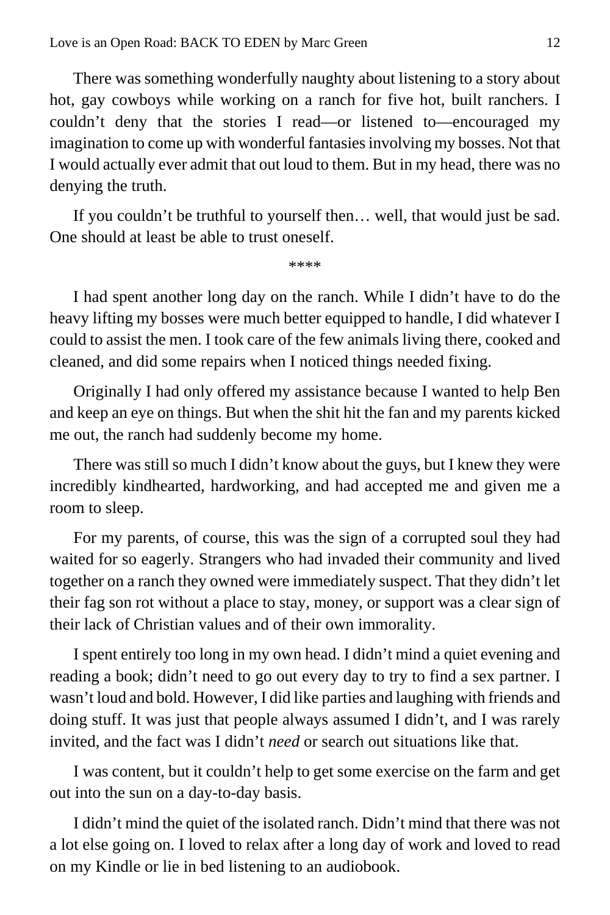There was something wonderfully naughty about listening to a story about hot, gay cowboys while working on a ranch for five hot, built ranchers. I couldn't deny that the stories I read—or listened to—encouraged my imagination to come up with wonderful fantasies involving my bosses. Not that I would actually ever admit that out loud to them. But in my head, there was no denying the truth.

If you couldn't be truthful to yourself then… well, that would just be sad. One should at least be able to trust oneself.

****

I had spent another long day on the ranch. While I didn't have to do the heavy lifting my bosses were much better equipped to handle, I did whatever I could to assist the men. I took care of the few animals living there, cooked and cleaned, and did some repairs when I noticed things needed fixing.

Originally I had only offered my assistance because I wanted to help Ben and keep an eye on things. But when the shit hit the fan and my parents kicked me out, the ranch had suddenly become my home.

There was still so much I didn't know about the guys, but I knew they were incredibly kindhearted, hardworking, and had accepted me and given me a room to sleep.

For my parents, of course, this was the sign of a corrupted soul they had waited for so eagerly. Strangers who had invaded their community and lived together on a ranch they owned were immediately suspect. That they didn't let their fag son rot without a place to stay, money, or support was a clear sign of their lack of Christian values and of their own immorality.

I spent entirely too long in my own head. I didn't mind a quiet evening and reading a book; didn't need to go out every day to try to find a sex partner. I wasn't loud and bold. However, I did like parties and laughing with friends and doing stuff. It was just that people always assumed I didn't, and I was rarely invited, and the fact was I didn't *need* or search out situations like that.

I was content, but it couldn't help to get some exercise on the farm and get out into the sun on a day-to-day basis.

I didn't mind the quiet of the isolated ranch. Didn't mind that there was not a lot else going on. I loved to relax after a long day of work and loved to read on my Kindle or lie in bed listening to an audiobook.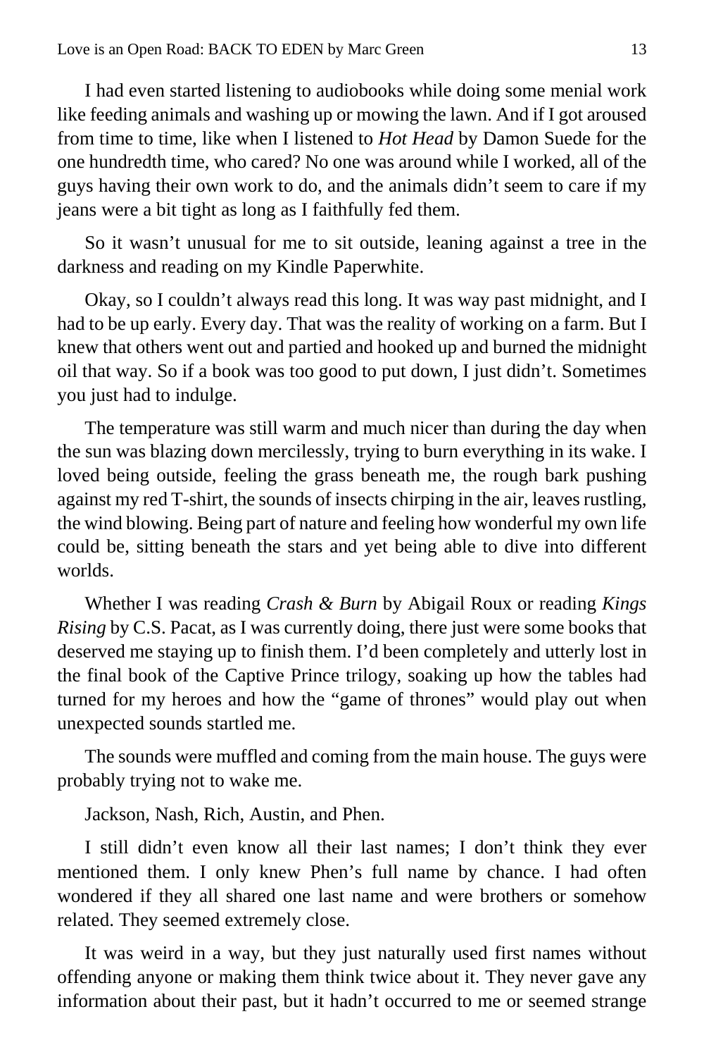I had even started listening to audiobooks while doing some menial work like feeding animals and washing up or mowing the lawn. And if I got aroused from time to time, like when I listened to *Hot Head* by Damon Suede for the one hundredth time, who cared? No one was around while I worked, all of the guys having their own work to do, and the animals didn't seem to care if my jeans were a bit tight as long as I faithfully fed them.

So it wasn't unusual for me to sit outside, leaning against a tree in the darkness and reading on my Kindle Paperwhite.

Okay, so I couldn't always read this long. It was way past midnight, and I had to be up early. Every day. That was the reality of working on a farm. But I knew that others went out and partied and hooked up and burned the midnight oil that way. So if a book was too good to put down, I just didn't. Sometimes you just had to indulge.

The temperature was still warm and much nicer than during the day when the sun was blazing down mercilessly, trying to burn everything in its wake. I loved being outside, feeling the grass beneath me, the rough bark pushing against my red T-shirt, the sounds of insects chirping in the air, leaves rustling, the wind blowing. Being part of nature and feeling how wonderful my own life could be, sitting beneath the stars and yet being able to dive into different worlds.

Whether I was reading *Crash & Burn* by Abigail Roux or reading *Kings Rising* by C.S. Pacat, as I was currently doing, there just were some books that deserved me staying up to finish them. I'd been completely and utterly lost in the final book of the Captive Prince trilogy, soaking up how the tables had turned for my heroes and how the "game of thrones" would play out when unexpected sounds startled me.

The sounds were muffled and coming from the main house. The guys were probably trying not to wake me.

Jackson, Nash, Rich, Austin, and Phen.

I still didn't even know all their last names; I don't think they ever mentioned them. I only knew Phen's full name by chance. I had often wondered if they all shared one last name and were brothers or somehow related. They seemed extremely close.

It was weird in a way, but they just naturally used first names without offending anyone or making them think twice about it. They never gave any information about their past, but it hadn't occurred to me or seemed strange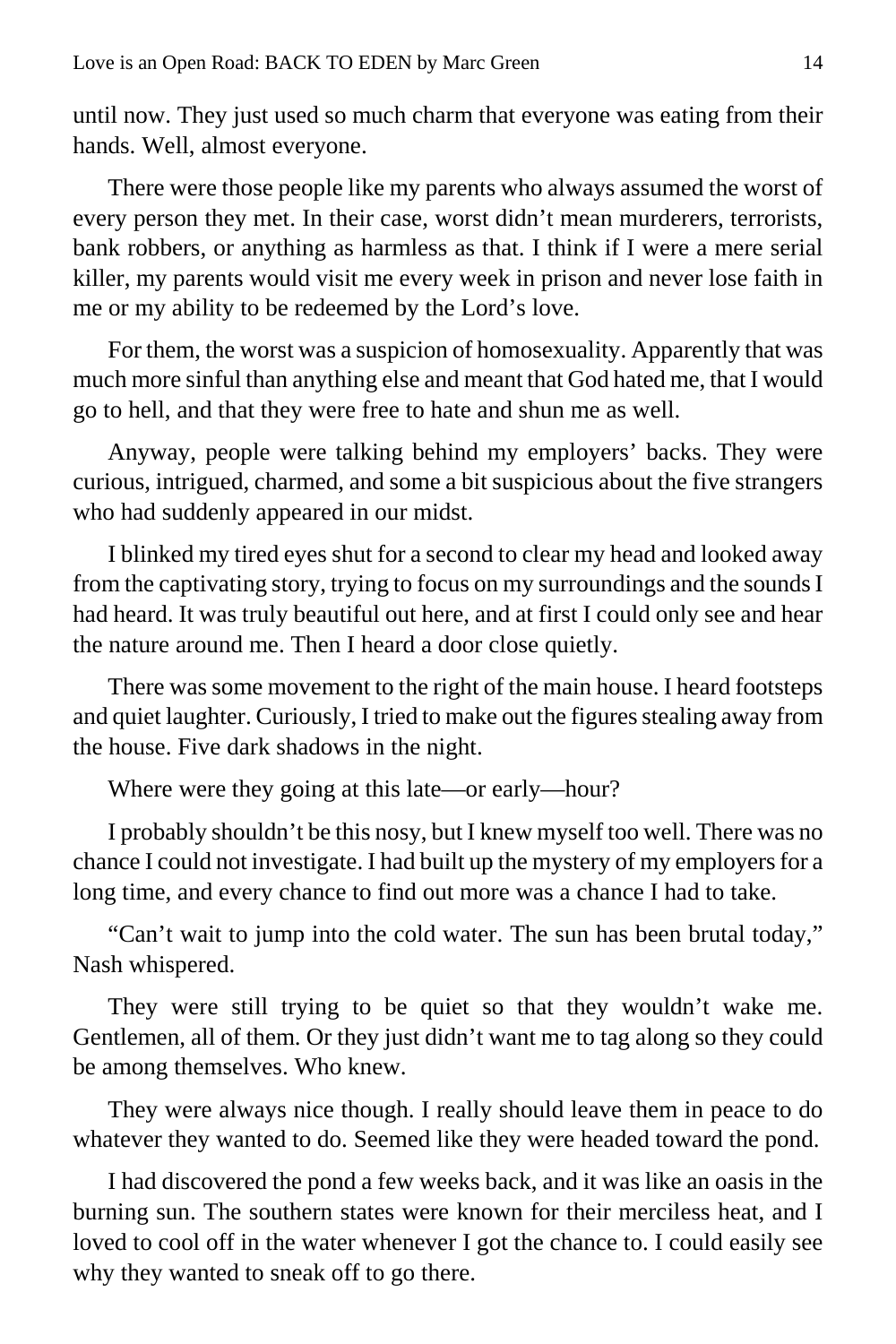until now. They just used so much charm that everyone was eating from their hands. Well, almost everyone.

There were those people like my parents who always assumed the worst of every person they met. In their case, worst didn't mean murderers, terrorists, bank robbers, or anything as harmless as that. I think if I were a mere serial killer, my parents would visit me every week in prison and never lose faith in me or my ability to be redeemed by the Lord's love.

For them, the worst was a suspicion of homosexuality. Apparently that was much more sinful than anything else and meant that God hated me, that I would go to hell, and that they were free to hate and shun me as well.

Anyway, people were talking behind my employers' backs. They were curious, intrigued, charmed, and some a bit suspicious about the five strangers who had suddenly appeared in our midst.

I blinked my tired eyes shut for a second to clear my head and looked away from the captivating story, trying to focus on my surroundings and the sounds I had heard. It was truly beautiful out here, and at first I could only see and hear the nature around me. Then I heard a door close quietly.

There was some movement to the right of the main house. I heard footsteps and quiet laughter. Curiously, I tried to make out the figures stealing away from the house. Five dark shadows in the night.

Where were they going at this late—or early—hour?

I probably shouldn't be this nosy, but I knew myself too well. There was no chance I could not investigate. I had built up the mystery of my employers for a long time, and every chance to find out more was a chance I had to take.

"Can't wait to jump into the cold water. The sun has been brutal today," Nash whispered.

They were still trying to be quiet so that they wouldn't wake me. Gentlemen, all of them. Or they just didn't want me to tag along so they could be among themselves. Who knew.

They were always nice though. I really should leave them in peace to do whatever they wanted to do. Seemed like they were headed toward the pond.

I had discovered the pond a few weeks back, and it was like an oasis in the burning sun. The southern states were known for their merciless heat, and I loved to cool off in the water whenever I got the chance to. I could easily see why they wanted to sneak off to go there.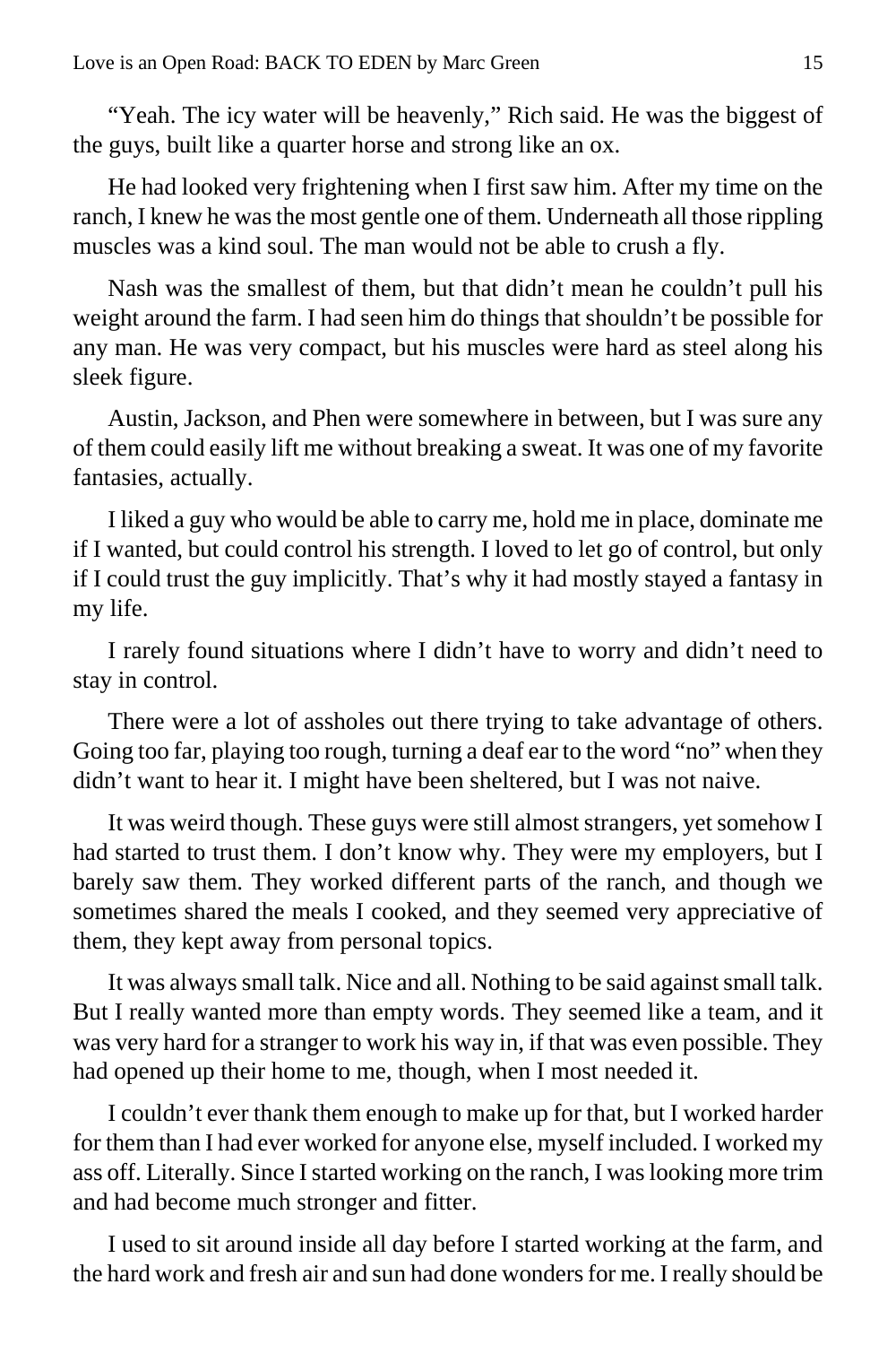"Yeah. The icy water will be heavenly," Rich said. He was the biggest of the guys, built like a quarter horse and strong like an ox.

He had looked very frightening when I first saw him. After my time on the ranch, I knew he was the most gentle one of them. Underneath all those rippling muscles was a kind soul. The man would not be able to crush a fly.

Nash was the smallest of them, but that didn't mean he couldn't pull his weight around the farm. I had seen him do things that shouldn't be possible for any man. He was very compact, but his muscles were hard as steel along his sleek figure.

Austin, Jackson, and Phen were somewhere in between, but I was sure any of them could easily lift me without breaking a sweat. It was one of my favorite fantasies, actually.

I liked a guy who would be able to carry me, hold me in place, dominate me if I wanted, but could control his strength. I loved to let go of control, but only if I could trust the guy implicitly. That's why it had mostly stayed a fantasy in my life.

I rarely found situations where I didn't have to worry and didn't need to stay in control.

There were a lot of assholes out there trying to take advantage of others. Going too far, playing too rough, turning a deaf ear to the word "no" when they didn't want to hear it. I might have been sheltered, but I was not naive.

It was weird though. These guys were still almost strangers, yet somehow I had started to trust them. I don't know why. They were my employers, but I barely saw them. They worked different parts of the ranch, and though we sometimes shared the meals I cooked, and they seemed very appreciative of them, they kept away from personal topics.

It was always small talk. Nice and all. Nothing to be said against small talk. But I really wanted more than empty words. They seemed like a team, and it was very hard for a stranger to work his way in, if that was even possible. They had opened up their home to me, though, when I most needed it.

I couldn't ever thank them enough to make up for that, but I worked harder for them than I had ever worked for anyone else, myself included. I worked my ass off. Literally. Since I started working on the ranch, I was looking more trim and had become much stronger and fitter.

I used to sit around inside all day before I started working at the farm, and the hard work and fresh air and sun had done wonders for me. I really should be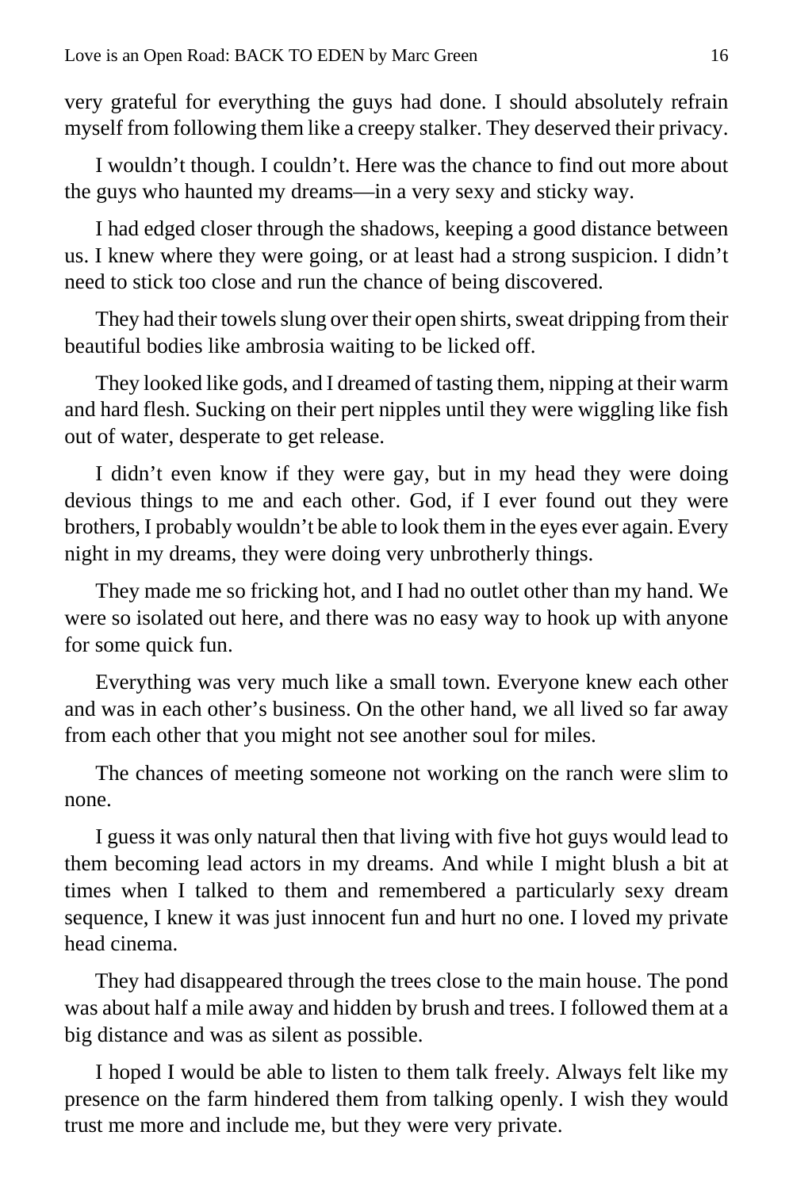very grateful for everything the guys had done. I should absolutely refrain myself from following them like a creepy stalker. They deserved their privacy.

I wouldn't though. I couldn't. Here was the chance to find out more about the guys who haunted my dreams—in a very sexy and sticky way.

I had edged closer through the shadows, keeping a good distance between us. I knew where they were going, or at least had a strong suspicion. I didn't need to stick too close and run the chance of being discovered.

They had their towels slung over their open shirts, sweat dripping from their beautiful bodies like ambrosia waiting to be licked off.

They looked like gods, and I dreamed of tasting them, nipping at their warm and hard flesh. Sucking on their pert nipples until they were wiggling like fish out of water, desperate to get release.

I didn't even know if they were gay, but in my head they were doing devious things to me and each other. God, if I ever found out they were brothers, I probably wouldn't be able to look them in the eyes ever again. Every night in my dreams, they were doing very unbrotherly things.

They made me so fricking hot, and I had no outlet other than my hand. We were so isolated out here, and there was no easy way to hook up with anyone for some quick fun.

Everything was very much like a small town. Everyone knew each other and was in each other's business. On the other hand, we all lived so far away from each other that you might not see another soul for miles.

The chances of meeting someone not working on the ranch were slim to none.

I guess it was only natural then that living with five hot guys would lead to them becoming lead actors in my dreams. And while I might blush a bit at times when I talked to them and remembered a particularly sexy dream sequence, I knew it was just innocent fun and hurt no one. I loved my private head cinema.

They had disappeared through the trees close to the main house. The pond was about half a mile away and hidden by brush and trees. I followed them at a big distance and was as silent as possible.

I hoped I would be able to listen to them talk freely. Always felt like my presence on the farm hindered them from talking openly. I wish they would trust me more and include me, but they were very private.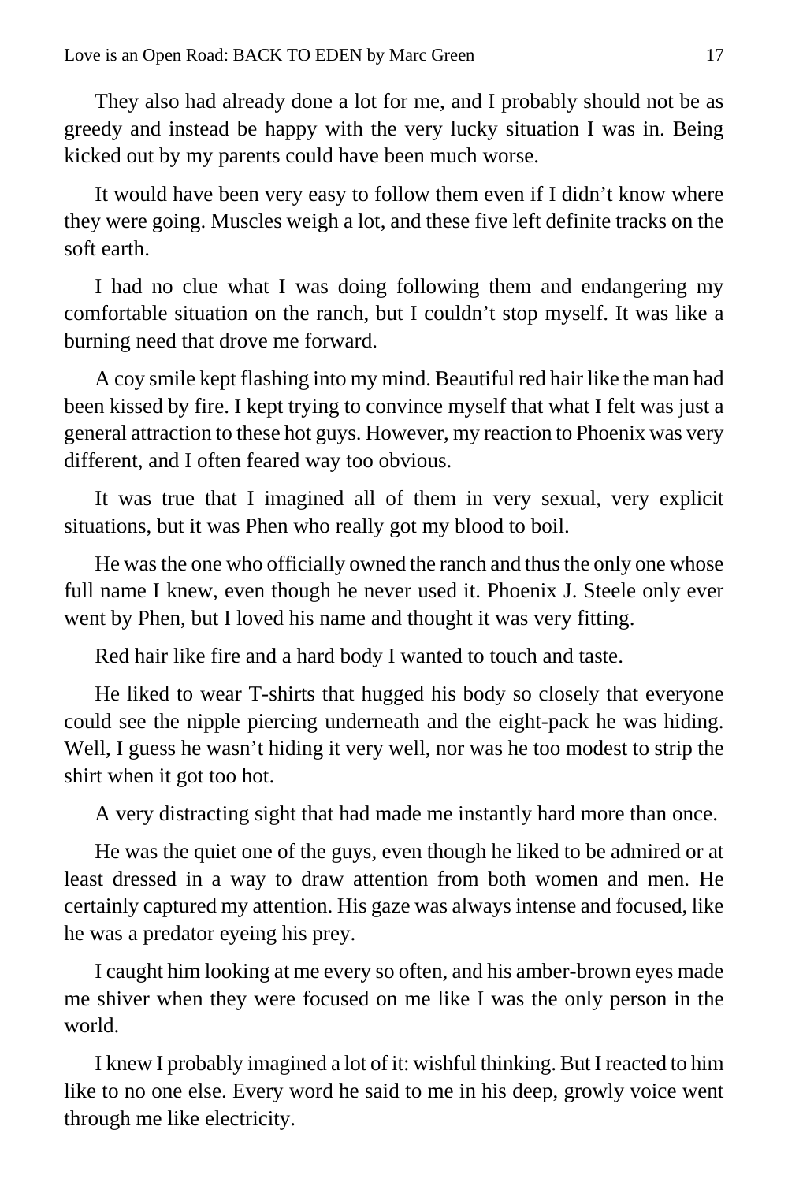They also had already done a lot for me, and I probably should not be as greedy and instead be happy with the very lucky situation I was in. Being kicked out by my parents could have been much worse.

It would have been very easy to follow them even if I didn't know where they were going. Muscles weigh a lot, and these five left definite tracks on the soft earth.

I had no clue what I was doing following them and endangering my comfortable situation on the ranch, but I couldn't stop myself. It was like a burning need that drove me forward.

A coy smile kept flashing into my mind. Beautiful red hair like the man had been kissed by fire. I kept trying to convince myself that what I felt was just a general attraction to these hot guys. However, my reaction to Phoenix was very different, and I often feared way too obvious.

It was true that I imagined all of them in very sexual, very explicit situations, but it was Phen who really got my blood to boil.

He was the one who officially owned the ranch and thus the only one whose full name I knew, even though he never used it. Phoenix J. Steele only ever went by Phen, but I loved his name and thought it was very fitting.

Red hair like fire and a hard body I wanted to touch and taste.

He liked to wear T-shirts that hugged his body so closely that everyone could see the nipple piercing underneath and the eight-pack he was hiding. Well, I guess he wasn't hiding it very well, nor was he too modest to strip the shirt when it got too hot.

A very distracting sight that had made me instantly hard more than once.

He was the quiet one of the guys, even though he liked to be admired or at least dressed in a way to draw attention from both women and men. He certainly captured my attention. His gaze was always intense and focused, like he was a predator eyeing his prey.

I caught him looking at me every so often, and his amber-brown eyes made me shiver when they were focused on me like I was the only person in the world.

I knew I probably imagined a lot of it: wishful thinking. But I reacted to him like to no one else. Every word he said to me in his deep, growly voice went through me like electricity.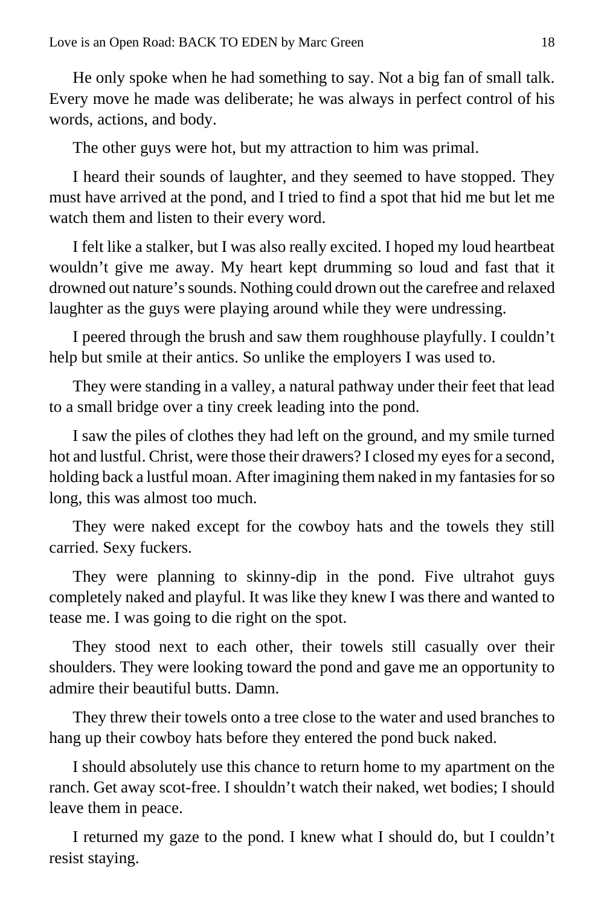He only spoke when he had something to say. Not a big fan of small talk. Every move he made was deliberate; he was always in perfect control of his words, actions, and body.

The other guys were hot, but my attraction to him was primal.

I heard their sounds of laughter, and they seemed to have stopped. They must have arrived at the pond, and I tried to find a spot that hid me but let me watch them and listen to their every word.

I felt like a stalker, but I was also really excited. I hoped my loud heartbeat wouldn't give me away. My heart kept drumming so loud and fast that it drowned out nature's sounds. Nothing could drown out the carefree and relaxed laughter as the guys were playing around while they were undressing.

I peered through the brush and saw them roughhouse playfully. I couldn't help but smile at their antics. So unlike the employers I was used to.

They were standing in a valley, a natural pathway under their feet that lead to a small bridge over a tiny creek leading into the pond.

I saw the piles of clothes they had left on the ground, and my smile turned hot and lustful. Christ, were those their drawers? I closed my eyes for a second, holding back a lustful moan. After imagining them naked in my fantasies for so long, this was almost too much.

They were naked except for the cowboy hats and the towels they still carried. Sexy fuckers.

They were planning to skinny-dip in the pond. Five ultrahot guys completely naked and playful. It was like they knew I was there and wanted to tease me. I was going to die right on the spot.

They stood next to each other, their towels still casually over their shoulders. They were looking toward the pond and gave me an opportunity to admire their beautiful butts. Damn.

They threw their towels onto a tree close to the water and used branches to hang up their cowboy hats before they entered the pond buck naked.

I should absolutely use this chance to return home to my apartment on the ranch. Get away scot-free. I shouldn't watch their naked, wet bodies; I should leave them in peace.

I returned my gaze to the pond. I knew what I should do, but I couldn't resist staying.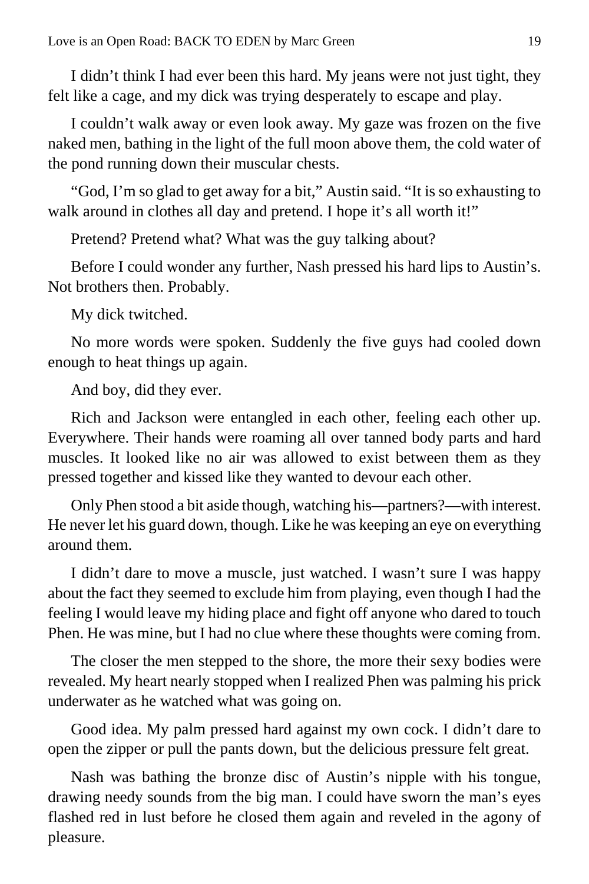I didn't think I had ever been this hard. My jeans were not just tight, they felt like a cage, and my dick was trying desperately to escape and play.

I couldn't walk away or even look away. My gaze was frozen on the five naked men, bathing in the light of the full moon above them, the cold water of the pond running down their muscular chests.

"God, I'm so glad to get away for a bit," Austin said. "It is so exhausting to walk around in clothes all day and pretend. I hope it's all worth it!"

Pretend? Pretend what? What was the guy talking about?

Before I could wonder any further, Nash pressed his hard lips to Austin's. Not brothers then. Probably.

My dick twitched.

No more words were spoken. Suddenly the five guys had cooled down enough to heat things up again.

And boy, did they ever.

Rich and Jackson were entangled in each other, feeling each other up. Everywhere. Their hands were roaming all over tanned body parts and hard muscles. It looked like no air was allowed to exist between them as they pressed together and kissed like they wanted to devour each other.

Only Phen stood a bit aside though, watching his—partners?—with interest. He never let his guard down, though. Like he was keeping an eye on everything around them.

I didn't dare to move a muscle, just watched. I wasn't sure I was happy about the fact they seemed to exclude him from playing, even though I had the feeling I would leave my hiding place and fight off anyone who dared to touch Phen. He was mine, but I had no clue where these thoughts were coming from.

The closer the men stepped to the shore, the more their sexy bodies were revealed. My heart nearly stopped when I realized Phen was palming his prick underwater as he watched what was going on.

Good idea. My palm pressed hard against my own cock. I didn't dare to open the zipper or pull the pants down, but the delicious pressure felt great.

Nash was bathing the bronze disc of Austin's nipple with his tongue, drawing needy sounds from the big man. I could have sworn the man's eyes flashed red in lust before he closed them again and reveled in the agony of pleasure.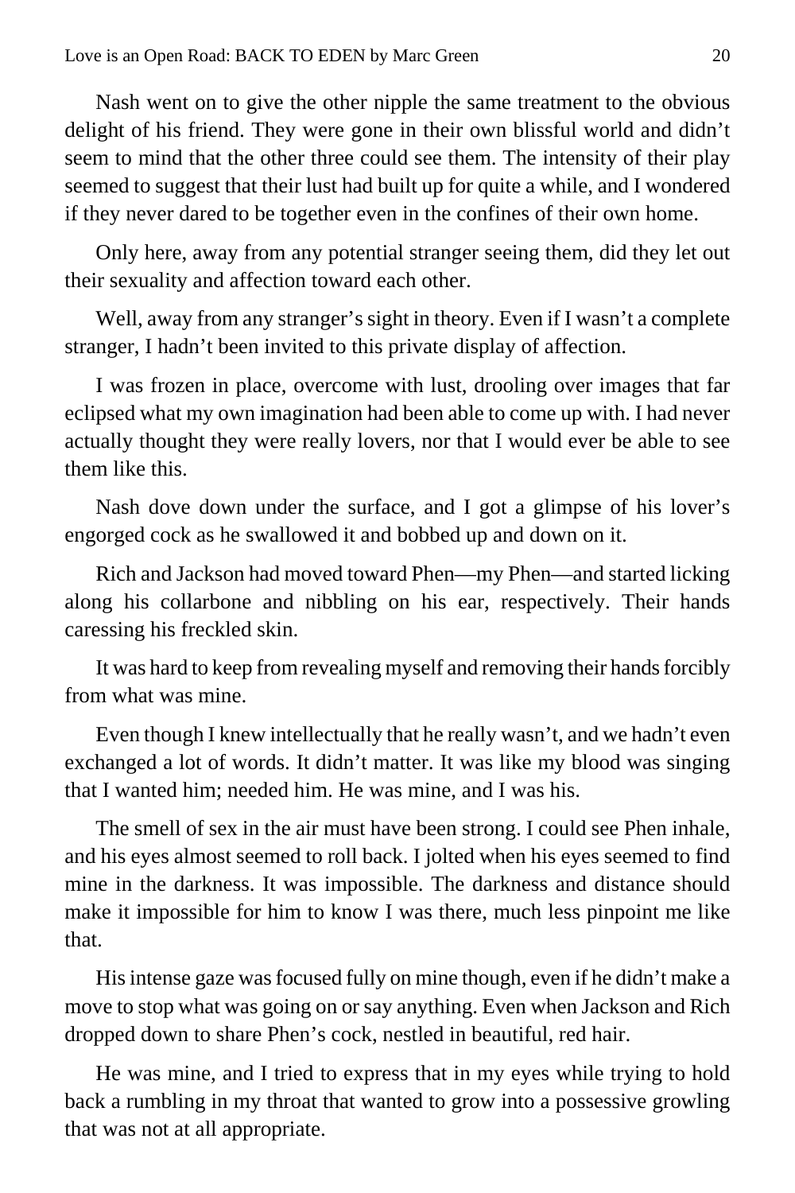Nash went on to give the other nipple the same treatment to the obvious delight of his friend. They were gone in their own blissful world and didn't seem to mind that the other three could see them. The intensity of their play seemed to suggest that their lust had built up for quite a while, and I wondered if they never dared to be together even in the confines of their own home.

Only here, away from any potential stranger seeing them, did they let out their sexuality and affection toward each other.

Well, away from any stranger's sight in theory. Even if I wasn't a complete stranger, I hadn't been invited to this private display of affection.

I was frozen in place, overcome with lust, drooling over images that far eclipsed what my own imagination had been able to come up with. I had never actually thought they were really lovers, nor that I would ever be able to see them like this.

Nash dove down under the surface, and I got a glimpse of his lover's engorged cock as he swallowed it and bobbed up and down on it.

Rich and Jackson had moved toward Phen—my Phen—and started licking along his collarbone and nibbling on his ear, respectively. Their hands caressing his freckled skin.

It was hard to keep from revealing myself and removing their hands forcibly from what was mine.

Even though I knew intellectually that he really wasn't, and we hadn't even exchanged a lot of words. It didn't matter. It was like my blood was singing that I wanted him; needed him. He was mine, and I was his.

The smell of sex in the air must have been strong. I could see Phen inhale, and his eyes almost seemed to roll back. I jolted when his eyes seemed to find mine in the darkness. It was impossible. The darkness and distance should make it impossible for him to know I was there, much less pinpoint me like that.

His intense gaze was focused fully on mine though, even if he didn't make a move to stop what was going on or say anything. Even when Jackson and Rich dropped down to share Phen's cock, nestled in beautiful, red hair.

He was mine, and I tried to express that in my eyes while trying to hold back a rumbling in my throat that wanted to grow into a possessive growling that was not at all appropriate.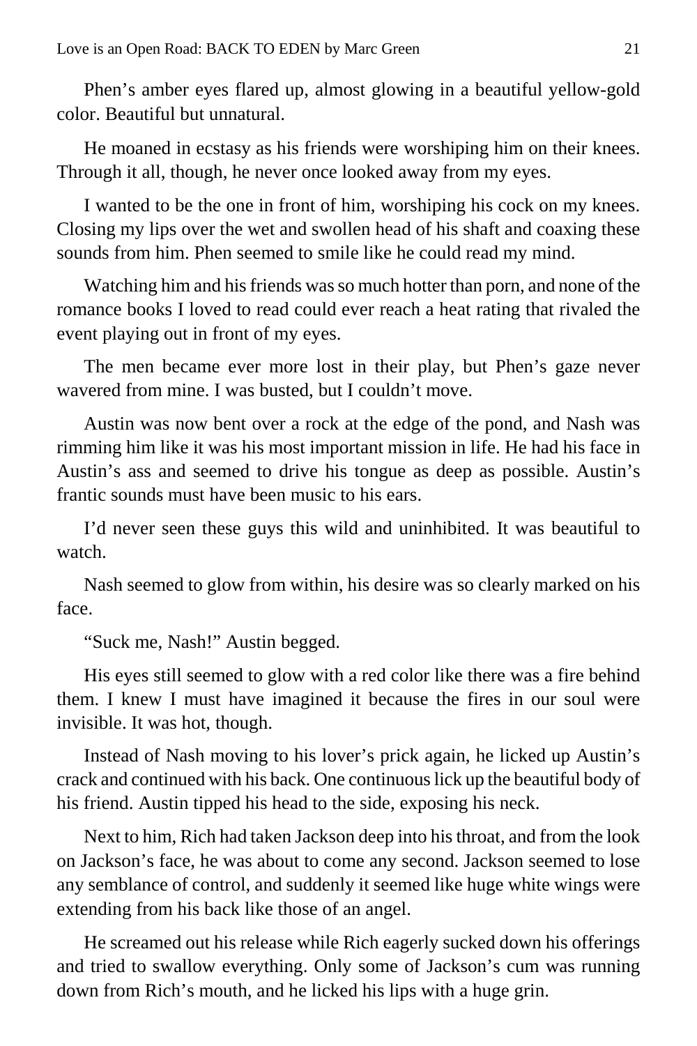Phen's amber eyes flared up, almost glowing in a beautiful yellow-gold color. Beautiful but unnatural.

He moaned in ecstasy as his friends were worshiping him on their knees. Through it all, though, he never once looked away from my eyes.

I wanted to be the one in front of him, worshiping his cock on my knees. Closing my lips over the wet and swollen head of his shaft and coaxing these sounds from him. Phen seemed to smile like he could read my mind.

Watching him and his friends was so much hotter than porn, and none of the romance books I loved to read could ever reach a heat rating that rivaled the event playing out in front of my eyes.

The men became ever more lost in their play, but Phen's gaze never wavered from mine. I was busted, but I couldn't move.

Austin was now bent over a rock at the edge of the pond, and Nash was rimming him like it was his most important mission in life. He had his face in Austin's ass and seemed to drive his tongue as deep as possible. Austin's frantic sounds must have been music to his ears.

I'd never seen these guys this wild and uninhibited. It was beautiful to watch.

Nash seemed to glow from within, his desire was so clearly marked on his face.

"Suck me, Nash!" Austin begged.

His eyes still seemed to glow with a red color like there was a fire behind them. I knew I must have imagined it because the fires in our soul were invisible. It was hot, though.

Instead of Nash moving to his lover's prick again, he licked up Austin's crack and continued with his back. One continuous lick up the beautiful body of his friend. Austin tipped his head to the side, exposing his neck.

Next to him, Rich had taken Jackson deep into his throat, and from the look on Jackson's face, he was about to come any second. Jackson seemed to lose any semblance of control, and suddenly it seemed like huge white wings were extending from his back like those of an angel.

He screamed out his release while Rich eagerly sucked down his offerings and tried to swallow everything. Only some of Jackson's cum was running down from Rich's mouth, and he licked his lips with a huge grin.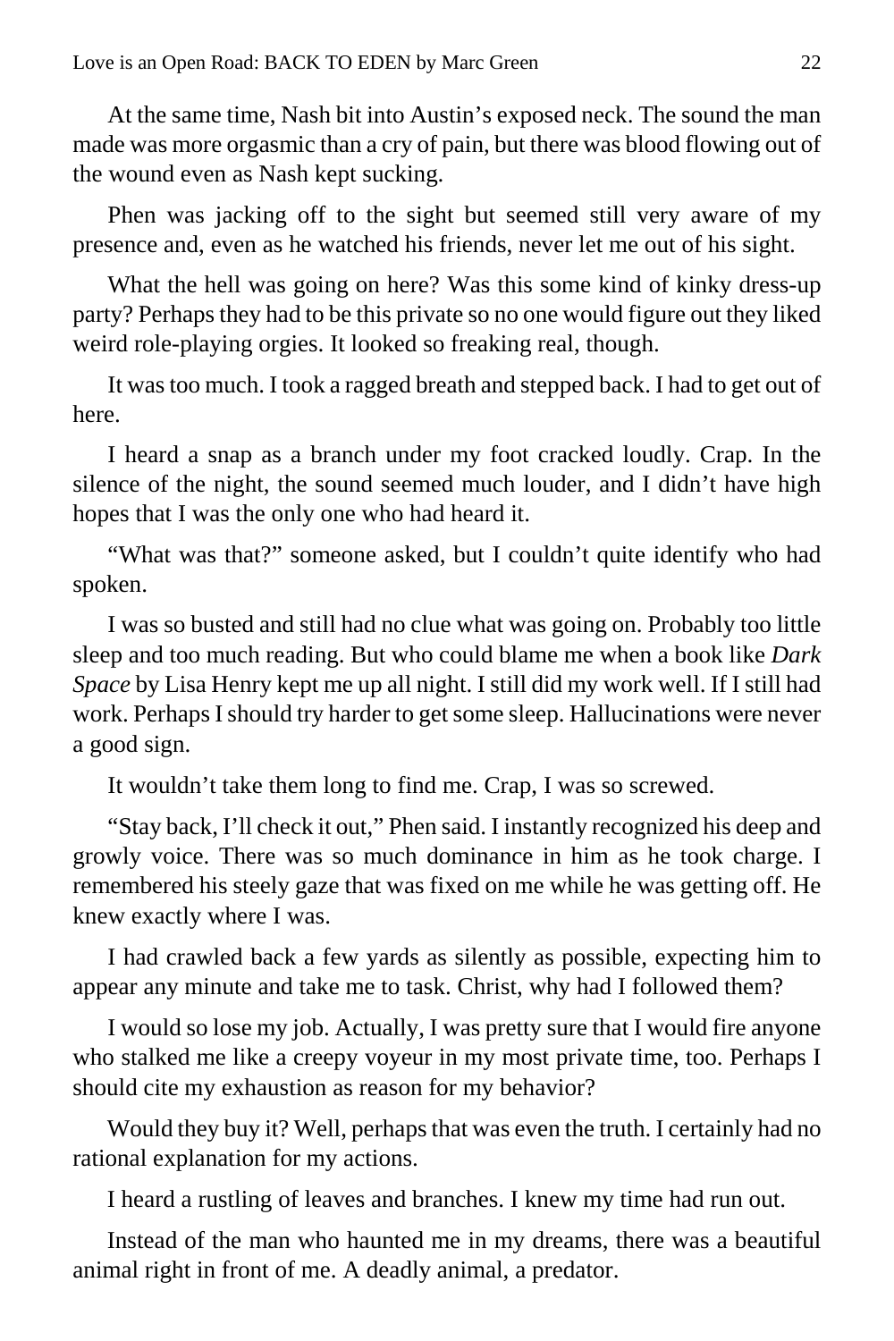At the same time, Nash bit into Austin's exposed neck. The sound the man made was more orgasmic than a cry of pain, but there was blood flowing out of the wound even as Nash kept sucking.

Phen was jacking off to the sight but seemed still very aware of my presence and, even as he watched his friends, never let me out of his sight.

What the hell was going on here? Was this some kind of kinky dress-up party? Perhaps they had to be this private so no one would figure out they liked weird role-playing orgies. It looked so freaking real, though.

It was too much. I took a ragged breath and stepped back. I had to get out of here.

I heard a snap as a branch under my foot cracked loudly. Crap. In the silence of the night, the sound seemed much louder, and I didn't have high hopes that I was the only one who had heard it.

"What was that?" someone asked, but I couldn't quite identify who had spoken.

I was so busted and still had no clue what was going on. Probably too little sleep and too much reading. But who could blame me when a book like *Dark Space* by Lisa Henry kept me up all night. I still did my work well. If I still had work. Perhaps I should try harder to get some sleep. Hallucinations were never a good sign.

It wouldn't take them long to find me. Crap, I was so screwed.

"Stay back, I'll check it out," Phen said. I instantly recognized his deep and growly voice. There was so much dominance in him as he took charge. I remembered his steely gaze that was fixed on me while he was getting off. He knew exactly where I was.

I had crawled back a few yards as silently as possible, expecting him to appear any minute and take me to task. Christ, why had I followed them?

I would so lose my job. Actually, I was pretty sure that I would fire anyone who stalked me like a creepy voyeur in my most private time, too. Perhaps I should cite my exhaustion as reason for my behavior?

Would they buy it? Well, perhaps that was even the truth. I certainly had no rational explanation for my actions.

I heard a rustling of leaves and branches. I knew my time had run out.

Instead of the man who haunted me in my dreams, there was a beautiful animal right in front of me. A deadly animal, a predator.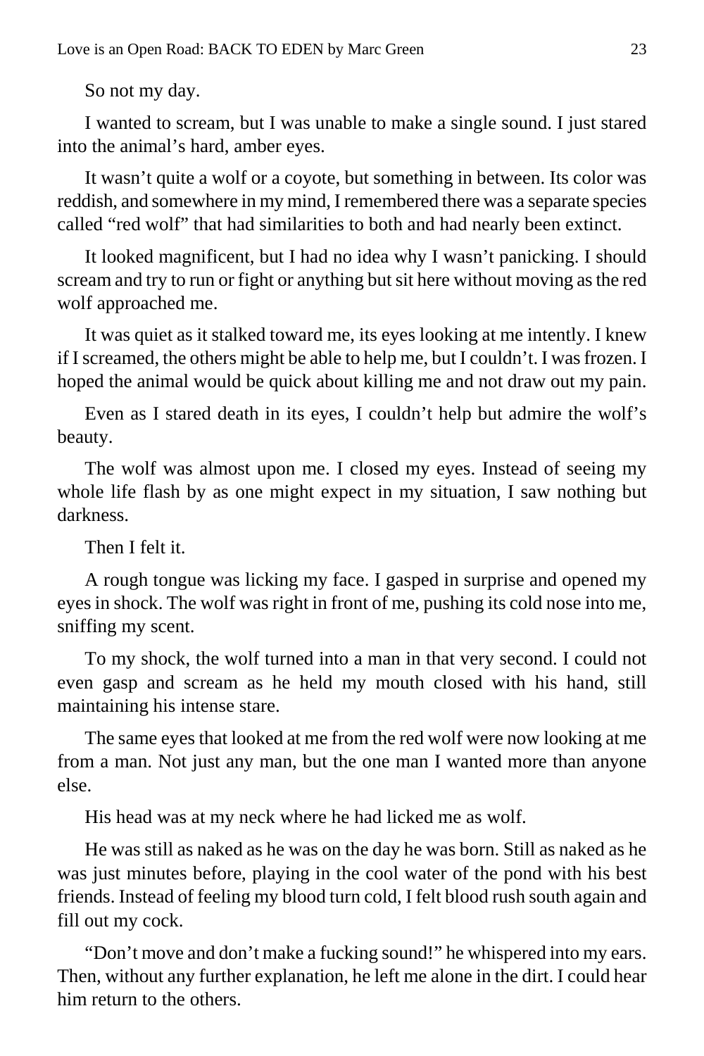So not my day.

I wanted to scream, but I was unable to make a single sound. I just stared into the animal's hard, amber eyes.

It wasn't quite a wolf or a coyote, but something in between. Its color was reddish, and somewhere in my mind, I remembered there was a separate species called "red wolf" that had similarities to both and had nearly been extinct.

It looked magnificent, but I had no idea why I wasn't panicking. I should scream and try to run or fight or anything but sit here without moving as the red wolf approached me.

It was quiet as it stalked toward me, its eyes looking at me intently. I knew if I screamed, the others might be able to help me, but I couldn't. I was frozen. I hoped the animal would be quick about killing me and not draw out my pain.

Even as I stared death in its eyes, I couldn't help but admire the wolf's beauty.

The wolf was almost upon me. I closed my eyes. Instead of seeing my whole life flash by as one might expect in my situation, I saw nothing but darkness.

Then I felt it.

A rough tongue was licking my face. I gasped in surprise and opened my eyes in shock. The wolf was right in front of me, pushing its cold nose into me, sniffing my scent.

To my shock, the wolf turned into a man in that very second. I could not even gasp and scream as he held my mouth closed with his hand, still maintaining his intense stare.

The same eyes that looked at me from the red wolf were now looking at me from a man. Not just any man, but the one man I wanted more than anyone else.

His head was at my neck where he had licked me as wolf.

He was still as naked as he was on the day he was born. Still as naked as he was just minutes before, playing in the cool water of the pond with his best friends. Instead of feeling my blood turn cold, I felt blood rush south again and fill out my cock.

"Don't move and don't make a fucking sound!" he whispered into my ears. Then, without any further explanation, he left me alone in the dirt. I could hear him return to the others.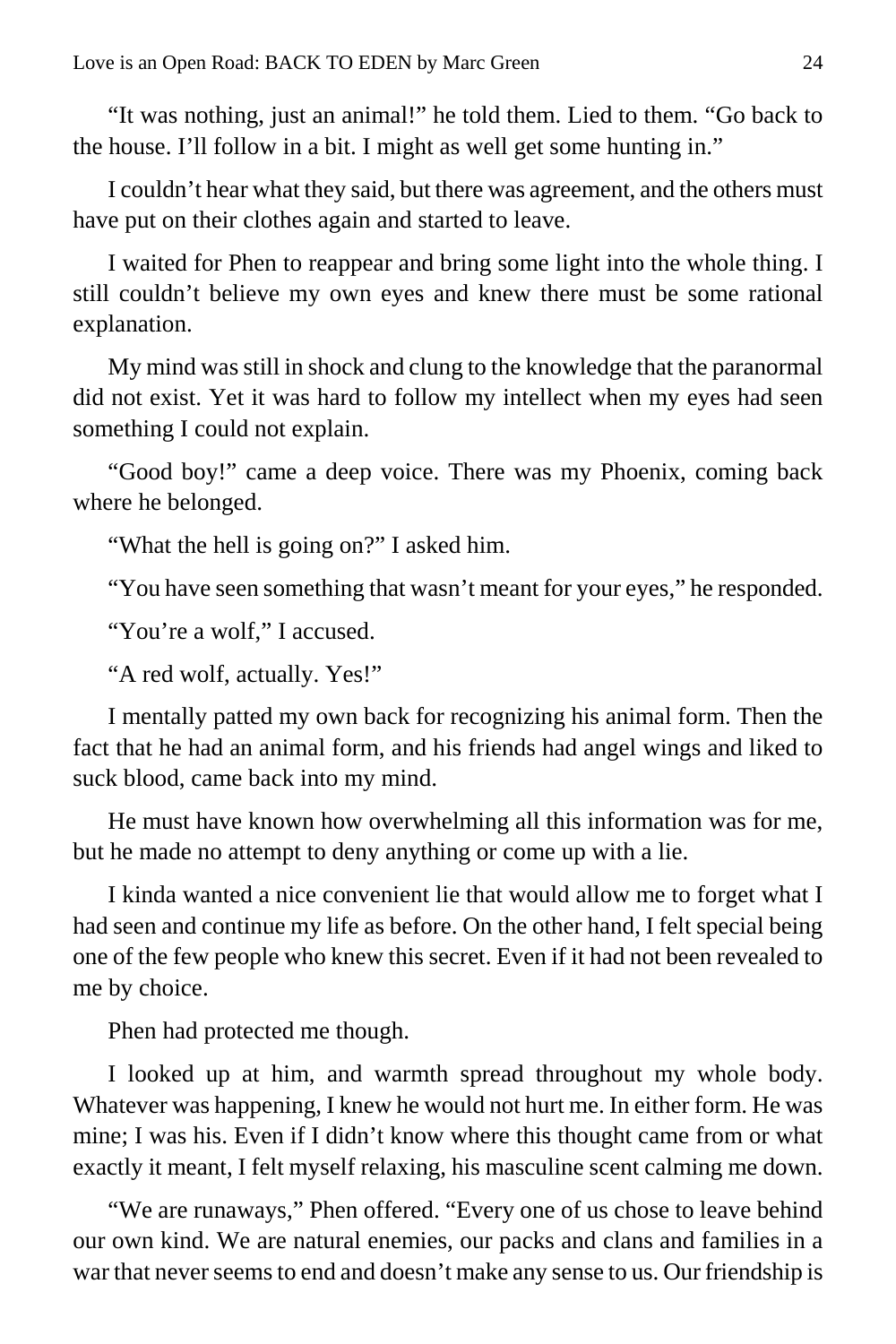"It was nothing, just an animal!" he told them. Lied to them. "Go back to the house. I'll follow in a bit. I might as well get some hunting in."

I couldn't hear what they said, but there was agreement, and the others must have put on their clothes again and started to leave.

I waited for Phen to reappear and bring some light into the whole thing. I still couldn't believe my own eyes and knew there must be some rational explanation.

My mind was still in shock and clung to the knowledge that the paranormal did not exist. Yet it was hard to follow my intellect when my eyes had seen something I could not explain.

"Good boy!" came a deep voice. There was my Phoenix, coming back where he belonged.

"What the hell is going on?" I asked him.

"You have seen something that wasn't meant for your eyes," he responded.

"You're a wolf," I accused.

"A red wolf, actually. Yes!"

I mentally patted my own back for recognizing his animal form. Then the fact that he had an animal form, and his friends had angel wings and liked to suck blood, came back into my mind.

He must have known how overwhelming all this information was for me, but he made no attempt to deny anything or come up with a lie.

I kinda wanted a nice convenient lie that would allow me to forget what I had seen and continue my life as before. On the other hand, I felt special being one of the few people who knew this secret. Even if it had not been revealed to me by choice.

Phen had protected me though.

I looked up at him, and warmth spread throughout my whole body. Whatever was happening, I knew he would not hurt me. In either form. He was mine; I was his. Even if I didn't know where this thought came from or what exactly it meant, I felt myself relaxing, his masculine scent calming me down.

"We are runaways," Phen offered. "Every one of us chose to leave behind our own kind. We are natural enemies, our packs and clans and families in a war that never seems to end and doesn't make any sense to us. Our friendship is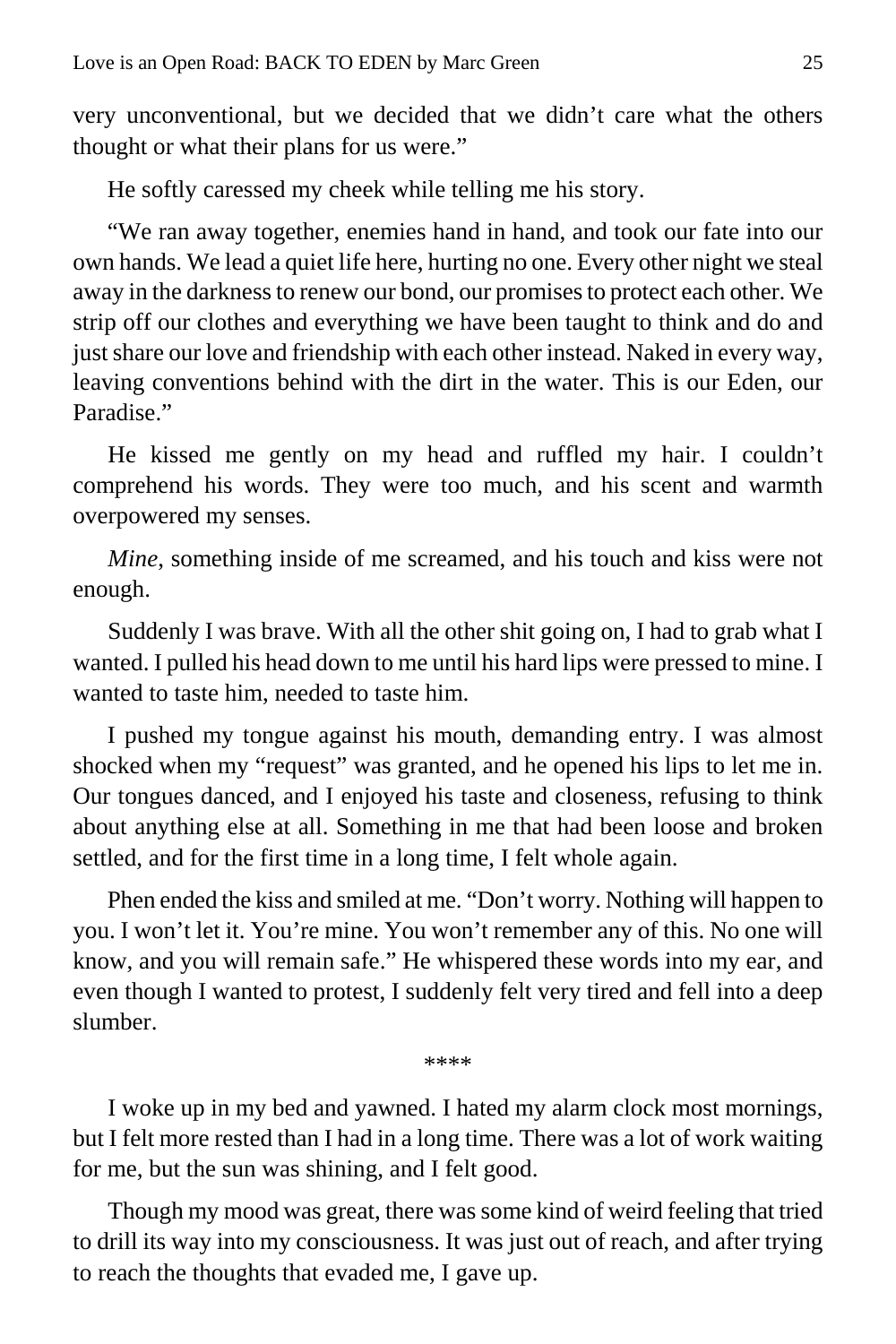very unconventional, but we decided that we didn't care what the others thought or what their plans for us were."

He softly caressed my cheek while telling me his story.

"We ran away together, enemies hand in hand, and took our fate into our own hands. We lead a quiet life here, hurting no one. Every other night we steal away in the darkness to renew our bond, our promises to protect each other. We strip off our clothes and everything we have been taught to think and do and just share our love and friendship with each other instead. Naked in every way, leaving conventions behind with the dirt in the water. This is our Eden, our Paradise."

He kissed me gently on my head and ruffled my hair. I couldn't comprehend his words. They were too much, and his scent and warmth overpowered my senses.

*Mine*, something inside of me screamed, and his touch and kiss were not enough.

Suddenly I was brave. With all the other shit going on, I had to grab what I wanted. I pulled his head down to me until his hard lips were pressed to mine. I wanted to taste him, needed to taste him.

I pushed my tongue against his mouth, demanding entry. I was almost shocked when my "request" was granted, and he opened his lips to let me in. Our tongues danced, and I enjoyed his taste and closeness, refusing to think about anything else at all. Something in me that had been loose and broken settled, and for the first time in a long time, I felt whole again.

Phen ended the kiss and smiled at me. "Don't worry. Nothing will happen to you. I won't let it. You're mine. You won't remember any of this. No one will know, and you will remain safe." He whispered these words into my ear, and even though I wanted to protest, I suddenly felt very tired and fell into a deep slumber.

****

I woke up in my bed and yawned. I hated my alarm clock most mornings, but I felt more rested than I had in a long time. There was a lot of work waiting for me, but the sun was shining, and I felt good.

Though my mood was great, there was some kind of weird feeling that tried to drill its way into my consciousness. It was just out of reach, and after trying to reach the thoughts that evaded me, I gave up.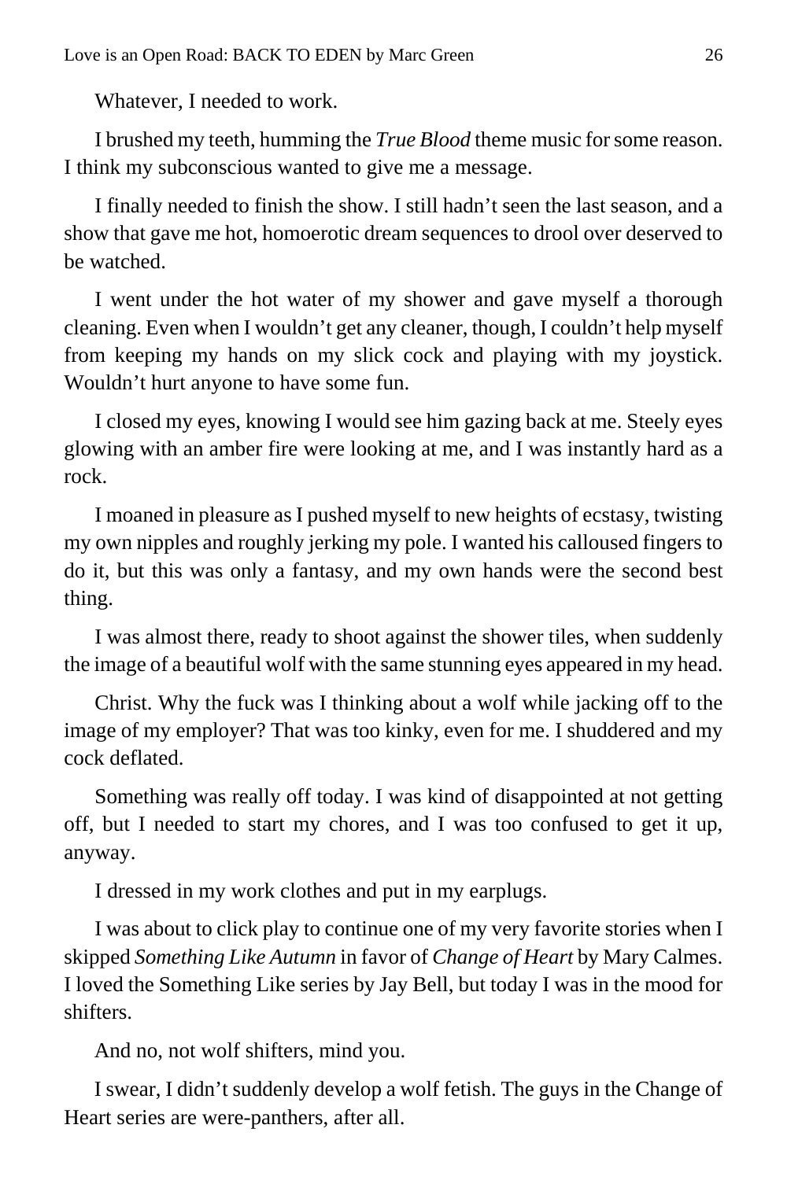Whatever, I needed to work.

I brushed my teeth, humming the *True Blood* theme music for some reason. I think my subconscious wanted to give me a message.

I finally needed to finish the show. I still hadn't seen the last season, and a show that gave me hot, homoerotic dream sequences to drool over deserved to be watched.

I went under the hot water of my shower and gave myself a thorough cleaning. Even when I wouldn't get any cleaner, though, I couldn't help myself from keeping my hands on my slick cock and playing with my joystick. Wouldn't hurt anyone to have some fun.

I closed my eyes, knowing I would see him gazing back at me. Steely eyes glowing with an amber fire were looking at me, and I was instantly hard as a rock.

I moaned in pleasure as I pushed myself to new heights of ecstasy, twisting my own nipples and roughly jerking my pole. I wanted his calloused fingers to do it, but this was only a fantasy, and my own hands were the second best thing.

I was almost there, ready to shoot against the shower tiles, when suddenly the image of a beautiful wolf with the same stunning eyes appeared in my head.

Christ. Why the fuck was I thinking about a wolf while jacking off to the image of my employer? That was too kinky, even for me. I shuddered and my cock deflated.

Something was really off today. I was kind of disappointed at not getting off, but I needed to start my chores, and I was too confused to get it up, anyway.

I dressed in my work clothes and put in my earplugs.

I was about to click play to continue one of my very favorite stories when I skipped *Something Like Autumn* in favor of *Change of Heart* by Mary Calmes. I loved the Something Like series by Jay Bell, but today I was in the mood for shifters.

And no, not wolf shifters, mind you.

I swear, I didn't suddenly develop a wolf fetish. The guys in the Change of Heart series are were-panthers, after all.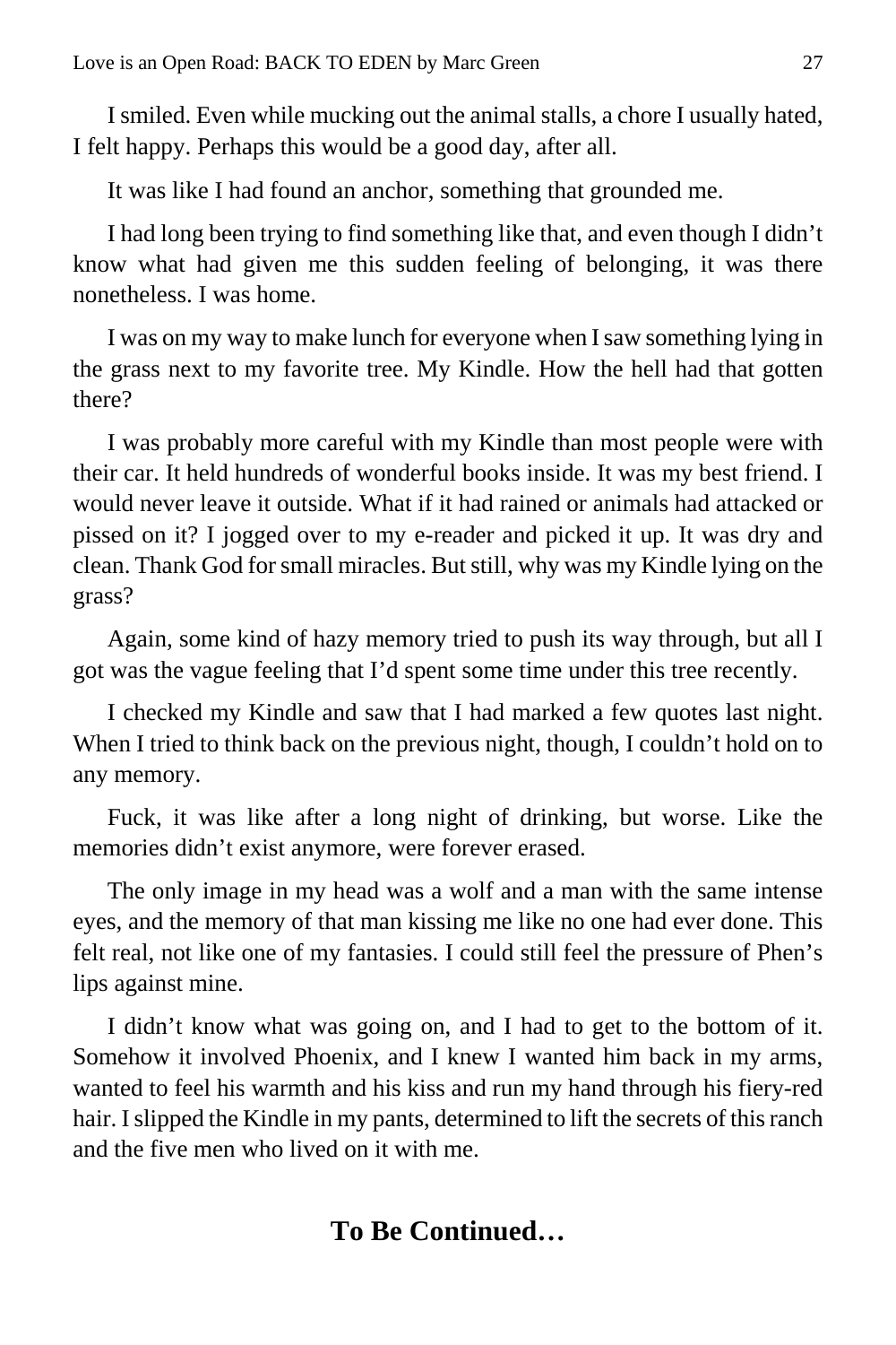I smiled. Even while mucking out the animal stalls, a chore I usually hated, I felt happy. Perhaps this would be a good day, after all.

It was like I had found an anchor, something that grounded me.

I had long been trying to find something like that, and even though I didn't know what had given me this sudden feeling of belonging, it was there nonetheless. I was home.

I was on my way to make lunch for everyone when I saw something lying in the grass next to my favorite tree. My Kindle. How the hell had that gotten there?

I was probably more careful with my Kindle than most people were with their car. It held hundreds of wonderful books inside. It was my best friend. I would never leave it outside. What if it had rained or animals had attacked or pissed on it? I jogged over to my e-reader and picked it up. It was dry and clean. Thank God for small miracles. But still, why was my Kindle lying on the grass?

Again, some kind of hazy memory tried to push its way through, but all I got was the vague feeling that I'd spent some time under this tree recently.

I checked my Kindle and saw that I had marked a few quotes last night. When I tried to think back on the previous night, though, I couldn't hold on to any memory.

Fuck, it was like after a long night of drinking, but worse. Like the memories didn't exist anymore, were forever erased.

The only image in my head was a wolf and a man with the same intense eyes, and the memory of that man kissing me like no one had ever done. This felt real, not like one of my fantasies. I could still feel the pressure of Phen's lips against mine.

I didn't know what was going on, and I had to get to the bottom of it. Somehow it involved Phoenix, and I knew I wanted him back in my arms, wanted to feel his warmth and his kiss and run my hand through his fiery-red hair. I slipped the Kindle in my pants, determined to lift the secrets of this ranch and the five men who lived on it with me.

**To Be Continued…**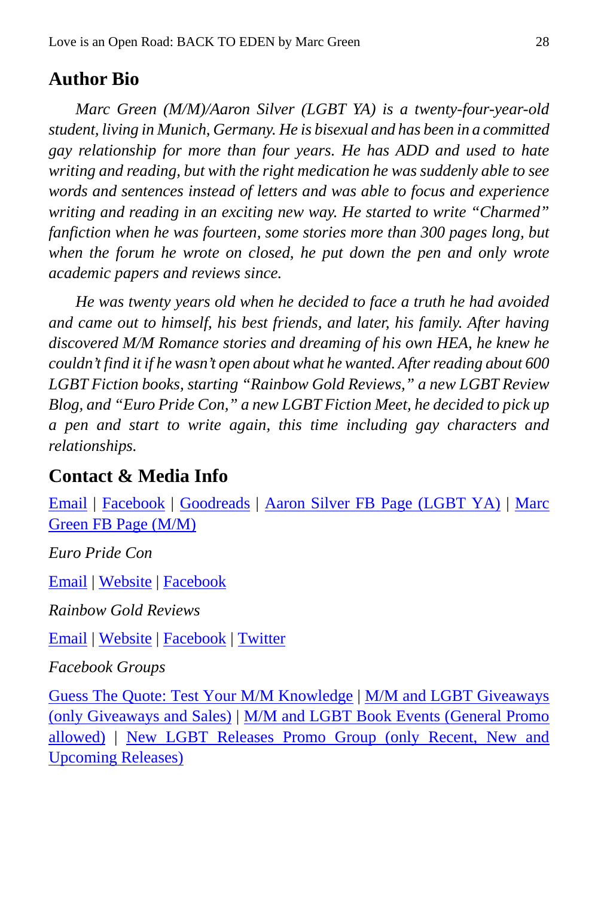## Author Bio

*Marc Green (M/M)/Aaron Silver (LGBT YA) is a twenty-four-year-old student, living in Munich, Germany. He is bisexual and has been in a committed gay relationship for more than four years. He has ADD and used to hate writing and reading, but with the right medication he was suddenly able to see words and sentences instead of letters and was able to focus and experience writing and reading in an exciting new way. He started to write "Charmed" fanfiction when he was fourteen, some stories more than 300 pages long, but when the forum he wrote on closed, he put down the pen and only wrote academic papers and reviews since.*

*He was twenty years old when he decided to face a truth he had avoided and came out to himself, his best friends, and later, his family. After having discovered M/M Romance stories and dreaming of his own HEA, he knew he couldn't find it if he wasn't open about what he wanted. After reading about 600 LGBT Fiction books, starting "Rainbow Gold Reviews," a new LGBT Review Blog, and "Euro Pride Con," a new LGBT Fiction Meet, he decided to pick up a pen and start to write again, this time including gay characters and relationships.*

## Contact & Media Info

Email | Facebook | Goodreads | Aaron Silver FB Page (LGBT YA) | Marc Green FB Page (M/M)

*Euro Pride Con*

Email | Website | Facebook

*Rainbow Gold Reviews*

Email | Website | Facebook | Twitter

*Facebook Groups*

Guess The Quote: Test Your M/M Knowledge | M/M and LGBT Giveaways (only Giveaways and Sales) | M/M and LGBT Book Events (General Promo allowed) | New LGBT Releases Promo Group (only Recent, New and Upcoming Releases)